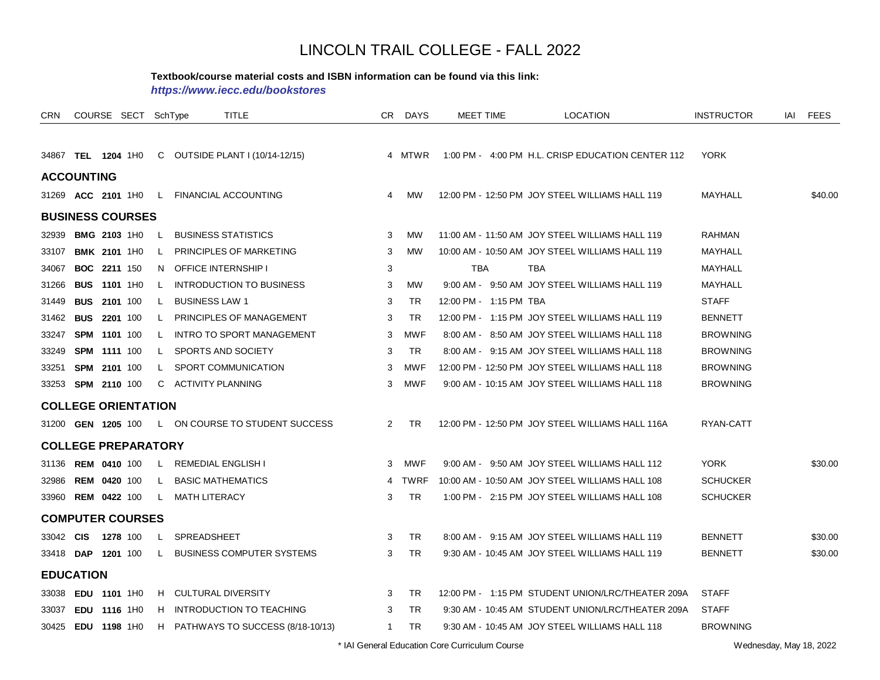# LINCOLN TRAIL COLLEGE - FALL 2022

**Textbook/course material costs and ISBN information can be found via this link:**
***https://www.iecc.edu/bookstores***

| CRN | COURSE | SECT | SchType | TITLE | CR | DAYS | MEET TIME | LOCATION | INSTRUCTOR | IAI | FEES |
|---|---|---|---|---|---|---|---|---|---|---|---|
| 34867 | **TEL 1204** | 1H0 | C | OUTSIDE PLANT I (10/14-12/15) | 4 | MTWR | 1:00 PM - 4:00 PM | H.L. CRISP EDUCATION CENTER 112 | YORK | | |
| **ACCOUNTING** | | | | | | | | | | | |
| 31269 | **ACC 2101** | 1H0 | L | FINANCIAL ACCOUNTING | 4 | MW | 12:00 PM - 12:50 PM | JOY STEEL WILLIAMS HALL 119 | MAYHALL | | $40.00 |
| **BUSINESS COURSES** | | | | | | | | | | | |
| 32939 | **BMG 2103** | 1H0 | L | BUSINESS STATISTICS | 3 | MW | 11:00 AM - 11:50 AM | JOY STEEL WILLIAMS HALL 119 | RAHMAN | | |
| 33107 | **BMK 2101** | 1H0 | L | PRINCIPLES OF MARKETING | 3 | MW | 10:00 AM - 10:50 AM | JOY STEEL WILLIAMS HALL 119 | MAYHALL | | |
| 34067 | **BOC 2211** | 150 | N | OFFICE INTERNSHIP I | 3 | | TBA | TBA | MAYHALL | | |
| 31266 | **BUS 1101** | 1H0 | L | INTRODUCTION TO BUSINESS | 3 | MW | 9:00 AM - 9:50 AM | JOY STEEL WILLIAMS HALL 119 | MAYHALL | | |
| 31449 | **BUS 2101** | 100 | L | BUSINESS LAW 1 | 3 | TR | 12:00 PM - 1:15 PM | TBA | STAFF | | |
| 31462 | **BUS 2201** | 100 | L | PRINCIPLES OF MANAGEMENT | 3 | TR | 12:00 PM - 1:15 PM | JOY STEEL WILLIAMS HALL 119 | BENNETT | | |
| 33247 | **SPM 1101** | 100 | L | INTRO TO SPORT MANAGEMENT | 3 | MWF | 8:00 AM - 8:50 AM | JOY STEEL WILLIAMS HALL 118 | BROWNING | | |
| 33249 | **SPM 1111** | 100 | L | SPORTS AND SOCIETY | 3 | TR | 8:00 AM - 9:15 AM | JOY STEEL WILLIAMS HALL 118 | BROWNING | | |
| 33251 | **SPM 2101** | 100 | L | SPORT COMMUNICATION | 3 | MWF | 12:00 PM - 12:50 PM | JOY STEEL WILLIAMS HALL 118 | BROWNING | | |
| 33253 | **SPM 2110** | 100 | C | ACTIVITY PLANNING | 3 | MWF | 9:00 AM - 10:15 AM | JOY STEEL WILLIAMS HALL 118 | BROWNING | | |
| **COLLEGE ORIENTATION** | | | | | | | | | | | |
| 31200 | **GEN 1205** | 100 | L | ON COURSE TO STUDENT SUCCESS | 2 | TR | 12:00 PM - 12:50 PM | JOY STEEL WILLIAMS HALL 116A | RYAN-CATT | | |
| **COLLEGE PREPARATORY** | | | | | | | | | | | |
| 31136 | **REM 0410** | 100 | L | REMEDIAL ENGLISH I | 3 | MWF | 9:00 AM - 9:50 AM | JOY STEEL WILLIAMS HALL 112 | YORK | | $30.00 |
| 32986 | **REM 0420** | 100 | L | BASIC MATHEMATICS | 4 | TWRF | 10:00 AM - 10:50 AM | JOY STEEL WILLIAMS HALL 108 | SCHUCKER | | |
| 33960 | **REM 0422** | 100 | L | MATH LITERACY | 3 | TR | 1:00 PM - 2:15 PM | JOY STEEL WILLIAMS HALL 108 | SCHUCKER | | |
| **COMPUTER COURSES** | | | | | | | | | | | |
| 33042 | **CIS 1278** | 100 | L | SPREADSHEET | 3 | TR | 8:00 AM - 9:15 AM | JOY STEEL WILLIAMS HALL 119 | BENNETT | | $30.00 |
| 33418 | **DAP 1201** | 100 | L | BUSINESS COMPUTER SYSTEMS | 3 | TR | 9:30 AM - 10:45 AM | JOY STEEL WILLIAMS HALL 119 | BENNETT | | $30.00 |
| **EDUCATION** | | | | | | | | | | | |
| 33038 | **EDU 1101** | 1H0 | H | CULTURAL DIVERSITY | 3 | TR | 12:00 PM - 1:15 PM | STUDENT UNION/LRC/THEATER 209A | STAFF | | |
| 33037 | **EDU 1116** | 1H0 | H | INTRODUCTION TO TEACHING | 3 | TR | 9:30 AM - 10:45 AM | STUDENT UNION/LRC/THEATER 209A | STAFF | | |
| 30425 | **EDU 1198** | 1H0 | H | PATHWAYS TO SUCCESS (8/18-10/13) | 1 | TR | 9:30 AM - 10:45 AM | JOY STEEL WILLIAMS HALL 118 | BROWNING | | |

\* IAI General Education Core Curriculum Course

Wednesday, May 18, 2022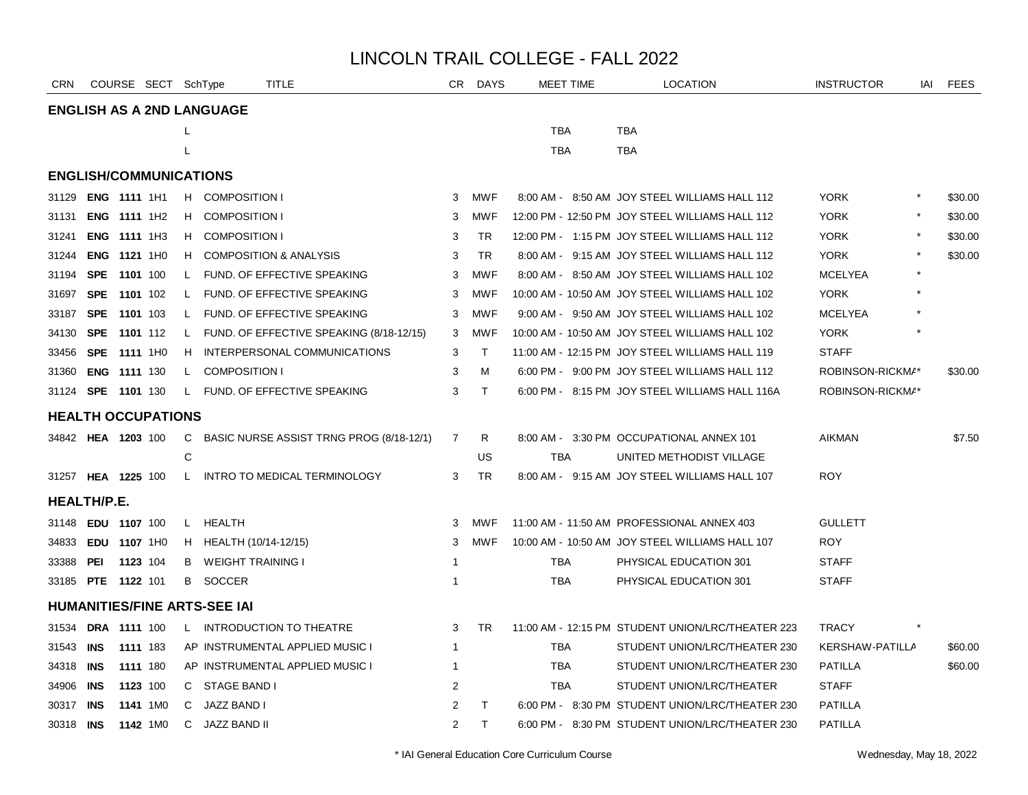# LINCOLN TRAIL COLLEGE - FALL 2022

| CRN | COURSE | SECT | SchType | TITLE | CR | DAYS | MEET TIME | LOCATION | INSTRUCTOR | IAI | FEES |
|---|---|---|---|---|---|---|---|---|---|---|---|
| **ENGLISH AS A 2ND LANGUAGE** | | | | | | | | | | | |
| | | | L | | | | TBA | TBA | | | |
| | | | L | | | | TBA | TBA | | | |
| **ENGLISH/COMMUNICATIONS** | | | | | | | | | | | |
| 31129 | **ENG 1111** | 1H1 | H | COMPOSITION I | 3 | MWF | 8:00 AM - 8:50 AM | JOY STEEL WILLIAMS HALL 112 | YORK | * | $30.00 |
| 31131 | **ENG 1111** | 1H2 | H | COMPOSITION I | 3 | MWF | 12:00 PM - 12:50 PM | JOY STEEL WILLIAMS HALL 112 | YORK | * | $30.00 |
| 31241 | **ENG 1111** | 1H3 | H | COMPOSITION I | 3 | TR | 12:00 PM - 1:15 PM | JOY STEEL WILLIAMS HALL 112 | YORK | * | $30.00 |
| 31244 | **ENG 1121** | 1H0 | H | COMPOSITION & ANALYSIS | 3 | TR | 8:00 AM - 9:15 AM | JOY STEEL WILLIAMS HALL 112 | YORK | * | $30.00 |
| 31194 | **SPE 1101** | 100 | L | FUND. OF EFFECTIVE SPEAKING | 3 | MWF | 8:00 AM - 8:50 AM | JOY STEEL WILLIAMS HALL 102 | MCELYEA | * | |
| 31697 | **SPE 1101** | 102 | L | FUND. OF EFFECTIVE SPEAKING | 3 | MWF | 10:00 AM - 10:50 AM | JOY STEEL WILLIAMS HALL 102 | YORK | * | |
| 33187 | **SPE 1101** | 103 | L | FUND. OF EFFECTIVE SPEAKING | 3 | MWF | 9:00 AM - 9:50 AM | JOY STEEL WILLIAMS HALL 102 | MCELYEA | * | |
| 34130 | **SPE 1101** | 112 | L | FUND. OF EFFECTIVE SPEAKING (8/18-12/15) | 3 | MWF | 10:00 AM - 10:50 AM | JOY STEEL WILLIAMS HALL 102 | YORK | * | |
| 33456 | **SPE 1111** | 1H0 | H | INTERPERSONAL COMMUNICATIONS | 3 | T | 11:00 AM - 12:15 PM | JOY STEEL WILLIAMS HALL 119 | STAFF | | |
| 31360 | **ENG 1111** | 130 | L | COMPOSITION I | 3 | M | 6:00 PM - 9:00 PM | JOY STEEL WILLIAMS HALL 112 | ROBINSON-RICKMA | * | $30.00 |
| 31124 | **SPE 1101** | 130 | L | FUND. OF EFFECTIVE SPEAKING | 3 | T | 6:00 PM - 8:15 PM | JOY STEEL WILLIAMS HALL 116A | ROBINSON-RICKMA | * | |
| **HEALTH OCCUPATIONS** | | | | | | | | | | | |
| 34842 | **HEA 1203** | 100 | C | BASIC NURSE ASSIST TRNG PROG (8/18-12/1) | 7 | R | 8:00 AM - 3:30 PM | OCCUPATIONAL ANNEX 101 | AIKMAN | | $7.50 |
| | | | C | | | US | TBA | UNITED METHODIST VILLAGE | | | |
| 31257 | **HEA 1225** | 100 | L | INTRO TO MEDICAL TERMINOLOGY | 3 | TR | 8:00 AM - 9:15 AM | JOY STEEL WILLIAMS HALL 107 | ROY | | |
| **HEALTH/P.E.** | | | | | | | | | | | |
| 31148 | **EDU 1107** | 100 | L | HEALTH | 3 | MWF | 11:00 AM - 11:50 AM | PROFESSIONAL ANNEX 403 | GULLETT | | |
| 34833 | **EDU 1107** | 1H0 | H | HEALTH (10/14-12/15) | 3 | MWF | 10:00 AM - 10:50 AM | JOY STEEL WILLIAMS HALL 107 | ROY | | |
| 33388 | **PEI 1123** | 104 | B | WEIGHT TRAINING I | 1 | | TBA | PHYSICAL EDUCATION 301 | STAFF | | |
| 33185 | **PTE 1122** | 101 | B | SOCCER | 1 | | TBA | PHYSICAL EDUCATION 301 | STAFF | | |
| **HUMANITIES/FINE ARTS-SEE IAI** | | | | | | | | | | | |
| 31534 | **DRA 1111** | 100 | L | INTRODUCTION TO THEATRE | 3 | TR | 11:00 AM - 12:15 PM | STUDENT UNION/LRC/THEATER 223 | TRACY | * | |
| 31543 | **INS 1111** | 183 | AP | INSTRUMENTAL APPLIED MUSIC I | 1 | | TBA | STUDENT UNION/LRC/THEATER 230 | KERSHAW-PATILLA | | $60.00 |
| 34318 | **INS 1111** | 180 | AP | INSTRUMENTAL APPLIED MUSIC I | 1 | | TBA | STUDENT UNION/LRC/THEATER 230 | PATILLA | | $60.00 |
| 34906 | **INS 1123** | 100 | C | STAGE BAND I | 2 | | TBA | STUDENT UNION/LRC/THEATER | STAFF | | |
| 30317 | **INS 1141** | 1M0 | C | JAZZ BAND I | 2 | T | 6:00 PM - 8:30 PM | STUDENT UNION/LRC/THEATER 230 | PATILLA | | |
| 30318 | **INS 1142** | 1M0 | C | JAZZ BAND II | 2 | T | 6:00 PM - 8:30 PM | STUDENT UNION/LRC/THEATER 230 | PATILLA | | |

\* IAI General Education Core Curriculum Course

Wednesday, May 18, 2022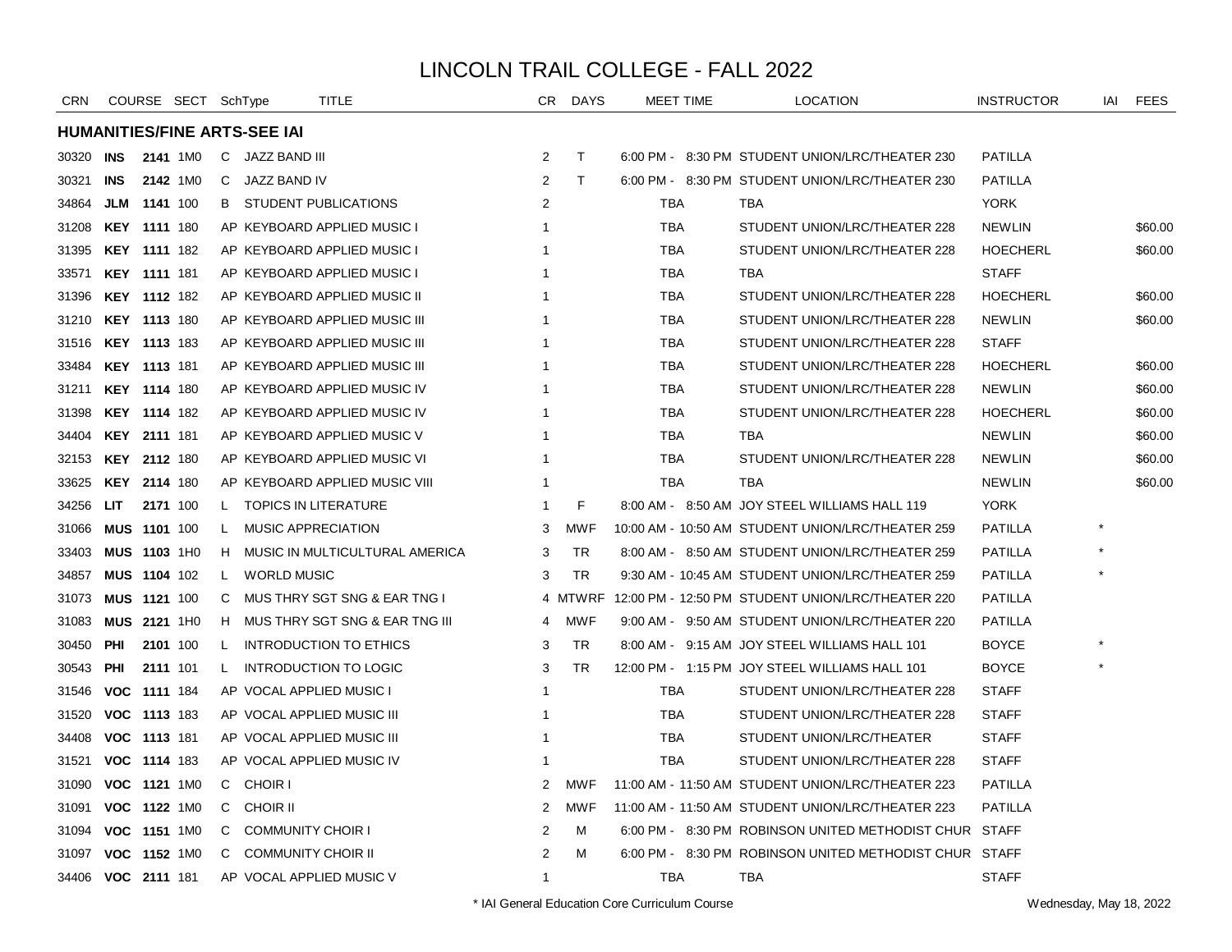# LINCOLN TRAIL COLLEGE - FALL 2022

## HUMANITIES/FINE ARTS-SEE IAI

| CRN | COURSE | | SECT | SchType | TITLE | CR | DAYS | MEET TIME | LOCATION | INSTRUCTOR | IAI | FEES |
|---|---|---|---|---|---|---|---|---|---|---|---|---|
| 30320 | **INS** | **2141** | 1M0 | C | JAZZ BAND III | 2 | T | 6:00 PM - 8:30 PM | STUDENT UNION/LRC/THEATER 230 | PATILLA | | |
| 30321 | **INS** | **2142** | 1M0 | C | JAZZ BAND IV | 2 | T | 6:00 PM - 8:30 PM | STUDENT UNION/LRC/THEATER 230 | PATILLA | | |
| 34864 | **JLM** | **1141** | 100 | B | STUDENT PUBLICATIONS | 2 | | TBA | TBA | YORK | | |
| 31208 | **KEY** | **1111** | 180 | AP | KEYBOARD APPLIED MUSIC I | 1 | | TBA | STUDENT UNION/LRC/THEATER 228 | NEWLIN | | $60.00 |
| 31395 | **KEY** | **1111** | 182 | AP | KEYBOARD APPLIED MUSIC I | 1 | | TBA | STUDENT UNION/LRC/THEATER 228 | HOECHERL | | $60.00 |
| 33571 | **KEY** | **1111** | 181 | AP | KEYBOARD APPLIED MUSIC I | 1 | | TBA | TBA | STAFF | | |
| 31396 | **KEY** | **1112** | 182 | AP | KEYBOARD APPLIED MUSIC II | 1 | | TBA | STUDENT UNION/LRC/THEATER 228 | HOECHERL | | $60.00 |
| 31210 | **KEY** | **1113** | 180 | AP | KEYBOARD APPLIED MUSIC III | 1 | | TBA | STUDENT UNION/LRC/THEATER 228 | NEWLIN | | $60.00 |
| 31516 | **KEY** | **1113** | 183 | AP | KEYBOARD APPLIED MUSIC III | 1 | | TBA | STUDENT UNION/LRC/THEATER 228 | STAFF | | |
| 33484 | **KEY** | **1113** | 181 | AP | KEYBOARD APPLIED MUSIC III | 1 | | TBA | STUDENT UNION/LRC/THEATER 228 | HOECHERL | | $60.00 |
| 31211 | **KEY** | **1114** | 180 | AP | KEYBOARD APPLIED MUSIC IV | 1 | | TBA | STUDENT UNION/LRC/THEATER 228 | NEWLIN | | $60.00 |
| 31398 | **KEY** | **1114** | 182 | AP | KEYBOARD APPLIED MUSIC IV | 1 | | TBA | STUDENT UNION/LRC/THEATER 228 | HOECHERL | | $60.00 |
| 34404 | **KEY** | **2111** | 181 | AP | KEYBOARD APPLIED MUSIC V | 1 | | TBA | TBA | NEWLIN | | $60.00 |
| 32153 | **KEY** | **2112** | 180 | AP | KEYBOARD APPLIED MUSIC VI | 1 | | TBA | STUDENT UNION/LRC/THEATER 228 | NEWLIN | | $60.00 |
| 33625 | **KEY** | **2114** | 180 | AP | KEYBOARD APPLIED MUSIC VIII | 1 | | TBA | TBA | NEWLIN | | $60.00 |
| 34256 | **LIT** | **2171** | 100 | L | TOPICS IN LITERATURE | 1 | F | 8:00 AM - 8:50 AM | JOY STEEL WILLIAMS HALL 119 | YORK | | |
| 31066 | **MUS** | **1101** | 100 | L | MUSIC APPRECIATION | 3 | MWF | 10:00 AM - 10:50 AM | STUDENT UNION/LRC/THEATER 259 | PATILLA | * | |
| 33403 | **MUS** | **1103** | 1H0 | H | MUSIC IN MULTICULTURAL AMERICA | 3 | TR | 8:00 AM - 8:50 AM | STUDENT UNION/LRC/THEATER 259 | PATILLA | * | |
| 34857 | **MUS** | **1104** | 102 | L | WORLD MUSIC | 3 | TR | 9:30 AM - 10:45 AM | STUDENT UNION/LRC/THEATER 259 | PATILLA | * | |
| 31073 | **MUS** | **1121** | 100 | C | MUS THRY SGT SNG & EAR TNG I | 4 | MTWRF | 12:00 PM - 12:50 PM | STUDENT UNION/LRC/THEATER 220 | PATILLA | | |
| 31083 | **MUS** | **2121** | 1H0 | H | MUS THRY SGT SNG & EAR TNG III | 4 | MWF | 9:00 AM - 9:50 AM | STUDENT UNION/LRC/THEATER 220 | PATILLA | | |
| 30450 | **PHI** | **2101** | 100 | L | INTRODUCTION TO ETHICS | 3 | TR | 8:00 AM - 9:15 AM | JOY STEEL WILLIAMS HALL 101 | BOYCE | * | |
| 30543 | **PHI** | **2111** | 101 | L | INTRODUCTION TO LOGIC | 3 | TR | 12:00 PM - 1:15 PM | JOY STEEL WILLIAMS HALL 101 | BOYCE | * | |
| 31546 | **VOC** | **1111** | 184 | AP | VOCAL APPLIED MUSIC I | 1 | | TBA | STUDENT UNION/LRC/THEATER 228 | STAFF | | |
| 31520 | **VOC** | **1113** | 183 | AP | VOCAL APPLIED MUSIC III | 1 | | TBA | STUDENT UNION/LRC/THEATER 228 | STAFF | | |
| 34408 | **VOC** | **1113** | 181 | AP | VOCAL APPLIED MUSIC III | 1 | | TBA | STUDENT UNION/LRC/THEATER | STAFF | | |
| 31521 | **VOC** | **1114** | 183 | AP | VOCAL APPLIED MUSIC IV | 1 | | TBA | STUDENT UNION/LRC/THEATER 228 | STAFF | | |
| 31090 | **VOC** | **1121** | 1M0 | C | CHOIR I | 2 | MWF | 11:00 AM - 11:50 AM | STUDENT UNION/LRC/THEATER 223 | PATILLA | | |
| 31091 | **VOC** | **1122** | 1M0 | C | CHOIR II | 2 | MWF | 11:00 AM - 11:50 AM | STUDENT UNION/LRC/THEATER 223 | PATILLA | | |
| 31094 | **VOC** | **1151** | 1M0 | C | COMMUNITY CHOIR I | 2 | M | 6:00 PM - 8:30 PM | ROBINSON UNITED METHODIST CHUR | STAFF | | |
| 31097 | **VOC** | **1152** | 1M0 | C | COMMUNITY CHOIR II | 2 | M | 6:00 PM - 8:30 PM | ROBINSON UNITED METHODIST CHUR | STAFF | | |
| 34406 | **VOC** | **2111** | 181 | AP | VOCAL APPLIED MUSIC V | 1 | | TBA | TBA | STAFF | | |

* IAI General Education Core Curriculum Course

Wednesday, May 18, 2022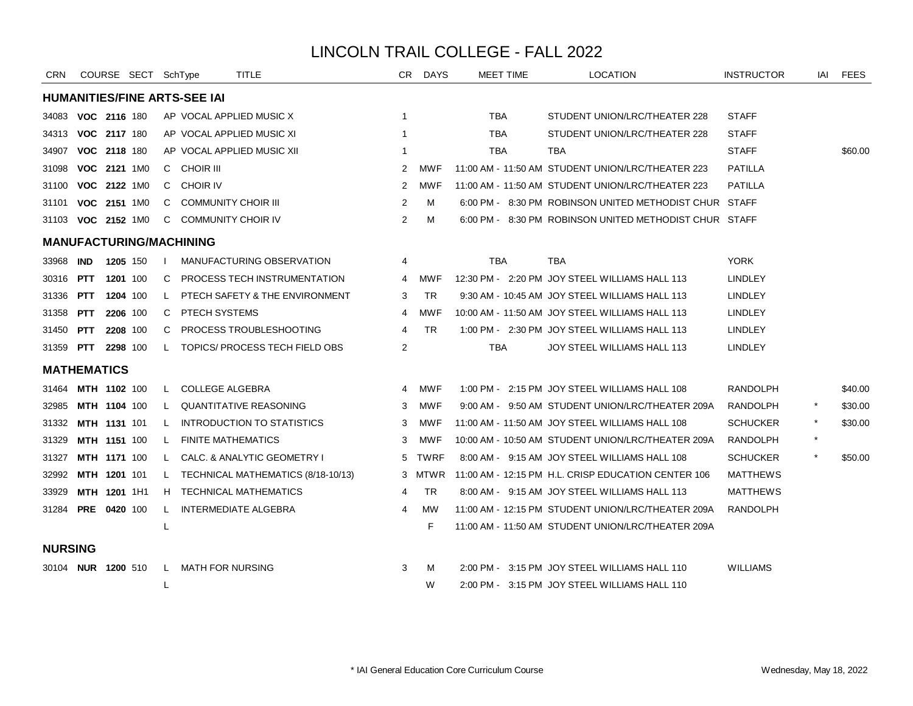# LINCOLN TRAIL COLLEGE - FALL 2022

| CRN | COURSE | SECT | SchType | TITLE | CR | DAYS | MEET TIME | LOCATION | INSTRUCTOR | IAI | FEES |
|---|---|---|---|---|---|---|---|---|---|---|---|
| **HUMANITIES/FINE ARTS-SEE IAI** | | | | | | | | | | | |
| 34083 | **VOC 2116** | 180 | AP | VOCAL APPLIED MUSIC X | 1 | | TBA | STUDENT UNION/LRC/THEATER 228 | STAFF | | |
| 34313 | **VOC 2117** | 180 | AP | VOCAL APPLIED MUSIC XI | 1 | | TBA | STUDENT UNION/LRC/THEATER 228 | STAFF | | |
| 34907 | **VOC 2118** | 180 | AP | VOCAL APPLIED MUSIC XII | 1 | | TBA | TBA | STAFF | | $60.00 |
| 31098 | **VOC 2121** | 1M0 | C | CHOIR III | 2 | MWF | 11:00 AM - 11:50 AM | STUDENT UNION/LRC/THEATER 223 | PATILLA | | |
| 31100 | **VOC 2122** | 1M0 | C | CHOIR IV | 2 | MWF | 11:00 AM - 11:50 AM | STUDENT UNION/LRC/THEATER 223 | PATILLA | | |
| 31101 | **VOC 2151** | 1M0 | C | COMMUNITY CHOIR III | 2 | M | 6:00 PM - 8:30 PM | ROBINSON UNITED METHODIST CHUR | STAFF | | |
| 31103 | **VOC 2152** | 1M0 | C | COMMUNITY CHOIR IV | 2 | M | 6:00 PM - 8:30 PM | ROBINSON UNITED METHODIST CHUR | STAFF | | |
| **MANUFACTURING/MACHINING** | | | | | | | | | | | |
| 33968 | **IND 1205** | 150 | I | MANUFACTURING OBSERVATION | 4 | | TBA | TBA | YORK | | |
| 30316 | **PTT 1201** | 100 | C | PROCESS TECH INSTRUMENTATION | 4 | MWF | 12:30 PM - 2:20 PM | JOY STEEL WILLIAMS HALL 113 | LINDLEY | | |
| 31336 | **PTT 1204** | 100 | L | PTECH SAFETY & THE ENVIRONMENT | 3 | TR | 9:30 AM - 10:45 AM | JOY STEEL WILLIAMS HALL 113 | LINDLEY | | |
| 31358 | **PTT 2206** | 100 | C | PTECH SYSTEMS | 4 | MWF | 10:00 AM - 11:50 AM | JOY STEEL WILLIAMS HALL 113 | LINDLEY | | |
| 31450 | **PTT 2208** | 100 | C | PROCESS TROUBLESHOOTING | 4 | TR | 1:00 PM - 2:30 PM | JOY STEEL WILLIAMS HALL 113 | LINDLEY | | |
| 31359 | **PTT 2298** | 100 | L | TOPICS/ PROCESS TECH FIELD OBS | 2 | | TBA | JOY STEEL WILLIAMS HALL 113 | LINDLEY | | |
| **MATHEMATICS** | | | | | | | | | | | |
| 31464 | **MTH 1102** | 100 | L | COLLEGE ALGEBRA | 4 | MWF | 1:00 PM - 2:15 PM | JOY STEEL WILLIAMS HALL 108 | RANDOLPH | | $40.00 |
| 32985 | **MTH 1104** | 100 | L | QUANTITATIVE REASONING | 3 | MWF | 9:00 AM - 9:50 AM | STUDENT UNION/LRC/THEATER 209A | RANDOLPH | * | $30.00 |
| 31332 | **MTH 1131** | 101 | L | INTRODUCTION TO STATISTICS | 3 | MWF | 11:00 AM - 11:50 AM | JOY STEEL WILLIAMS HALL 108 | SCHUCKER | * | $30.00 |
| 31329 | **MTH 1151** | 100 | L | FINITE MATHEMATICS | 3 | MWF | 10:00 AM - 10:50 AM | STUDENT UNION/LRC/THEATER 209A | RANDOLPH | * | |
| 31327 | **MTH 1171** | 100 | L | CALC. & ANALYTIC GEOMETRY I | 5 | TWRF | 8:00 AM - 9:15 AM | JOY STEEL WILLIAMS HALL 108 | SCHUCKER | * | $50.00 |
| 32992 | **MTH 1201** | 101 | L | TECHNICAL MATHEMATICS (8/18-10/13) | 3 | MTWR | 11:00 AM - 12:15 PM | H.L. CRISP EDUCATION CENTER 106 | MATTHEWS | | |
| 33929 | **MTH 1201** | 1H1 | H | TECHNICAL MATHEMATICS | 4 | TR | 8:00 AM - 9:15 AM | JOY STEEL WILLIAMS HALL 113 | MATTHEWS | | |
| 31284 | **PRE 0420** | 100 | L | INTERMEDIATE ALGEBRA | 4 | MW | 11:00 AM - 12:15 PM | STUDENT UNION/LRC/THEATER 209A | RANDOLPH | | |
| | | | L | | | F | 11:00 AM - 11:50 AM | STUDENT UNION/LRC/THEATER 209A | | | |
| **NURSING** | | | | | | | | | | | |
| 30104 | **NUR 1200** | 510 | L | MATH FOR NURSING | 3 | M | 2:00 PM - 3:15 PM | JOY STEEL WILLIAMS HALL 110 | WILLIAMS | | |
| | | | L | | | W | 2:00 PM - 3:15 PM | JOY STEEL WILLIAMS HALL 110 | | | |

* IAI General Education Core Curriculum Course

Wednesday, May 18, 2022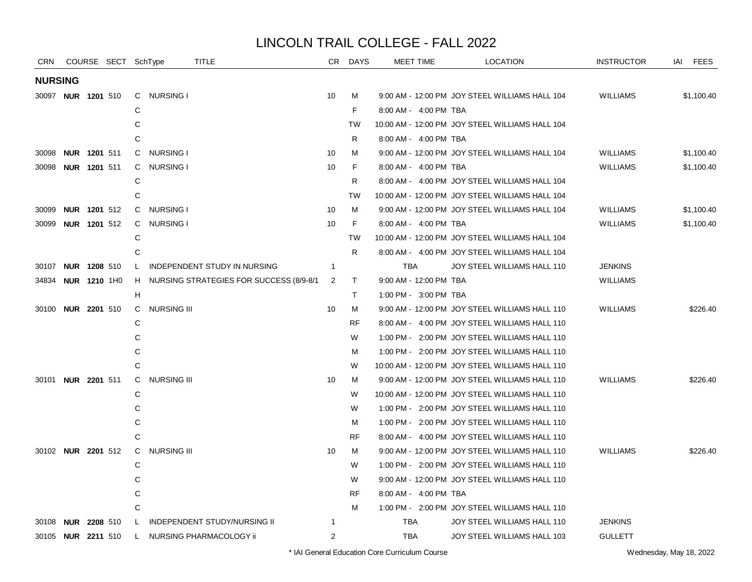# LINCOLN TRAIL COLLEGE - FALL 2022

| CRN | COURSE | SECT | SchType | TITLE | CR | DAYS | MEET TIME | LOCATION | INSTRUCTOR | IAI | FEES |
|---|---|---|---|---|---|---|---|---|---|---|---|
| **NURSING** | | | | | | | | | | | |
| 30097 | **NUR 1201** | 510 | C | NURSING I | 10 | M | 9:00 AM - 12:00 PM | JOY STEEL WILLIAMS HALL 104 | WILLIAMS | | $1,100.40 |
| | | | C | | | F | 8:00 AM - 4:00 PM | TBA | | | |
| | | | C | | | TW | 10:00 AM - 12:00 PM | JOY STEEL WILLIAMS HALL 104 | | | |
| | | | C | | | R | 8:00 AM - 4:00 PM | TBA | | | |
| 30098 | **NUR 1201** | 511 | C | NURSING I | 10 | M | 9:00 AM - 12:00 PM | JOY STEEL WILLIAMS HALL 104 | WILLIAMS | | $1,100.40 |
| 30098 | **NUR 1201** | 511 | C | NURSING I | 10 | F | 8:00 AM - 4:00 PM | TBA | WILLIAMS | | $1,100.40 |
| | | | C | | | R | 8:00 AM - 4:00 PM | JOY STEEL WILLIAMS HALL 104 | | | |
| | | | C | | | TW | 10:00 AM - 12:00 PM | JOY STEEL WILLIAMS HALL 104 | | | |
| 30099 | **NUR 1201** | 512 | C | NURSING I | 10 | M | 9:00 AM - 12:00 PM | JOY STEEL WILLIAMS HALL 104 | WILLIAMS | | $1,100.40 |
| 30099 | **NUR 1201** | 512 | C | NURSING I | 10 | F | 8:00 AM - 4:00 PM | TBA | WILLIAMS | | $1,100.40 |
| | | | C | | | TW | 10:00 AM - 12:00 PM | JOY STEEL WILLIAMS HALL 104 | | | |
| | | | C | | | R | 8:00 AM - 4:00 PM | JOY STEEL WILLIAMS HALL 104 | | | |
| 30107 | **NUR 1208** | 510 | L | INDEPENDENT STUDY IN NURSING | 1 | | TBA | JOY STEEL WILLIAMS HALL 110 | JENKINS | | |
| 34834 | **NUR 1210** | 1H0 | H | NURSING STRATEGIES FOR SUCCESS (8/9-8/1 | 2 | T | 9:00 AM - 12:00 PM | TBA | WILLIAMS | | |
| | | | H | | | T | 1:00 PM - 3:00 PM | TBA | | | |
| 30100 | **NUR 2201** | 510 | C | NURSING III | 10 | M | 9:00 AM - 12:00 PM | JOY STEEL WILLIAMS HALL 110 | WILLIAMS | | $226.40 |
| | | | C | | | RF | 8:00 AM - 4:00 PM | JOY STEEL WILLIAMS HALL 110 | | | |
| | | | C | | | W | 1:00 PM - 2:00 PM | JOY STEEL WILLIAMS HALL 110 | | | |
| | | | C | | | M | 1:00 PM - 2:00 PM | JOY STEEL WILLIAMS HALL 110 | | | |
| | | | C | | | W | 10:00 AM - 12:00 PM | JOY STEEL WILLIAMS HALL 110 | | | |
| 30101 | **NUR 2201** | 511 | C | NURSING III | 10 | M | 9:00 AM - 12:00 PM | JOY STEEL WILLIAMS HALL 110 | WILLIAMS | | $226.40 |
| | | | C | | | W | 10:00 AM - 12:00 PM | JOY STEEL WILLIAMS HALL 110 | | | |
| | | | C | | | W | 1:00 PM - 2:00 PM | JOY STEEL WILLIAMS HALL 110 | | | |
| | | | C | | | M | 1:00 PM - 2:00 PM | JOY STEEL WILLIAMS HALL 110 | | | |
| | | | C | | | RF | 8:00 AM - 4:00 PM | JOY STEEL WILLIAMS HALL 110 | | | |
| 30102 | **NUR 2201** | 512 | C | NURSING III | 10 | M | 9:00 AM - 12:00 PM | JOY STEEL WILLIAMS HALL 110 | WILLIAMS | | $226.40 |
| | | | C | | | W | 1:00 PM - 2:00 PM | JOY STEEL WILLIAMS HALL 110 | | | |
| | | | C | | | W | 9:00 AM - 12:00 PM | JOY STEEL WILLIAMS HALL 110 | | | |
| | | | C | | | RF | 8:00 AM - 4:00 PM | TBA | | | |
| | | | C | | | M | 1:00 PM - 2:00 PM | JOY STEEL WILLIAMS HALL 110 | | | |
| 30108 | **NUR 2208** | 510 | L | INDEPENDENT STUDY/NURSING II | 1 | | TBA | JOY STEEL WILLIAMS HALL 110 | JENKINS | | |
| 30105 | **NUR 2211** | 510 | L | NURSING PHARMACOLOGY ii | 2 | | TBA | JOY STEEL WILLIAMS HALL 103 | GULLETT | | |

* IAI General Education Core Curriculum Course

Wednesday, May 18, 2022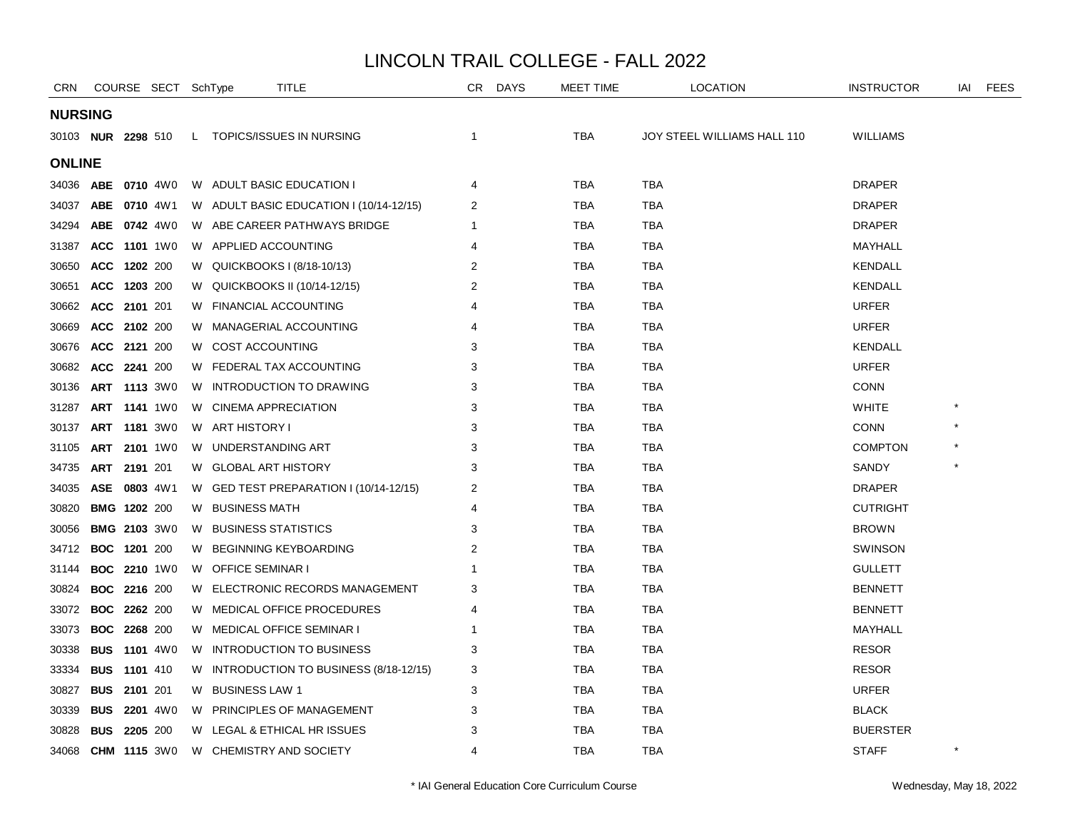# LINCOLN TRAIL COLLEGE - FALL 2022

| CRN | COURSE | SECT | SchType | TITLE | CR | DAYS | MEET TIME | LOCATION | INSTRUCTOR | IAI | FEES |
|---|---|---|---|---|---|---|---|---|---|---|---|
| **NURSING** | | | | | | | | | | | |
| 30103 | **NUR 2298** | 510 | L | TOPICS/ISSUES IN NURSING | 1 | | TBA | JOY STEEL WILLIAMS HALL 110 | WILLIAMS | | |
| **ONLINE** | | | | | | | | | | | |
| 34036 | **ABE 0710** | 4W0 | W | ADULT BASIC EDUCATION I | 4 | | TBA | TBA | DRAPER | | |
| 34037 | **ABE 0710** | 4W1 | W | ADULT BASIC EDUCATION I (10/14-12/15) | 2 | | TBA | TBA | DRAPER | | |
| 34294 | **ABE 0742** | 4W0 | W | ABE CAREER PATHWAYS BRIDGE | 1 | | TBA | TBA | DRAPER | | |
| 31387 | **ACC 1101** | 1W0 | W | APPLIED ACCOUNTING | 4 | | TBA | TBA | MAYHALL | | |
| 30650 | **ACC 1202** | 200 | W | QUICKBOOKS I (8/18-10/13) | 2 | | TBA | TBA | KENDALL | | |
| 30651 | **ACC 1203** | 200 | W | QUICKBOOKS II (10/14-12/15) | 2 | | TBA | TBA | KENDALL | | |
| 30662 | **ACC 2101** | 201 | W | FINANCIAL ACCOUNTING | 4 | | TBA | TBA | URFER | | |
| 30669 | **ACC 2102** | 200 | W | MANAGERIAL ACCOUNTING | 4 | | TBA | TBA | URFER | | |
| 30676 | **ACC 2121** | 200 | W | COST ACCOUNTING | 3 | | TBA | TBA | KENDALL | | |
| 30682 | **ACC 2241** | 200 | W | FEDERAL TAX ACCOUNTING | 3 | | TBA | TBA | URFER | | |
| 30136 | **ART 1113** | 3W0 | W | INTRODUCTION TO DRAWING | 3 | | TBA | TBA | CONN | | |
| 31287 | **ART 1141** | 1W0 | W | CINEMA APPRECIATION | 3 | | TBA | TBA | WHITE | * | |
| 30137 | **ART 1181** | 3W0 | W | ART HISTORY I | 3 | | TBA | TBA | CONN | * | |
| 31105 | **ART 2101** | 1W0 | W | UNDERSTANDING ART | 3 | | TBA | TBA | COMPTON | * | |
| 34735 | **ART 2191** | 201 | W | GLOBAL ART HISTORY | 3 | | TBA | TBA | SANDY | * | |
| 34035 | **ASE 0803** | 4W1 | W | GED TEST PREPARATION I (10/14-12/15) | 2 | | TBA | TBA | DRAPER | | |
| 30820 | **BMG 1202** | 200 | W | BUSINESS MATH | 4 | | TBA | TBA | CUTRIGHT | | |
| 30056 | **BMG 2103** | 3W0 | W | BUSINESS STATISTICS | 3 | | TBA | TBA | BROWN | | |
| 34712 | **BOC 1201** | 200 | W | BEGINNING KEYBOARDING | 2 | | TBA | TBA | SWINSON | | |
| 31144 | **BOC 2210** | 1W0 | W | OFFICE SEMINAR I | 1 | | TBA | TBA | GULLETT | | |
| 30824 | **BOC 2216** | 200 | W | ELECTRONIC RECORDS MANAGEMENT | 3 | | TBA | TBA | BENNETT | | |
| 33072 | **BOC 2262** | 200 | W | MEDICAL OFFICE PROCEDURES | 4 | | TBA | TBA | BENNETT | | |
| 33073 | **BOC 2268** | 200 | W | MEDICAL OFFICE SEMINAR I | 1 | | TBA | TBA | MAYHALL | | |
| 30338 | **BUS 1101** | 4W0 | W | INTRODUCTION TO BUSINESS | 3 | | TBA | TBA | RESOR | | |
| 33334 | **BUS 1101** | 410 | W | INTRODUCTION TO BUSINESS (8/18-12/15) | 3 | | TBA | TBA | RESOR | | |
| 30827 | **BUS 2101** | 201 | W | BUSINESS LAW 1 | 3 | | TBA | TBA | URFER | | |
| 30339 | **BUS 2201** | 4W0 | W | PRINCIPLES OF MANAGEMENT | 3 | | TBA | TBA | BLACK | | |
| 30828 | **BUS 2205** | 200 | W | LEGAL & ETHICAL HR ISSUES | 3 | | TBA | TBA | BUERSTER | | |
| 34068 | **CHM 1115** | 3W0 | W | CHEMISTRY AND SOCIETY | 4 | | TBA | TBA | STAFF | * | |

\* IAI General Education Core Curriculum Course

Wednesday, May 18, 2022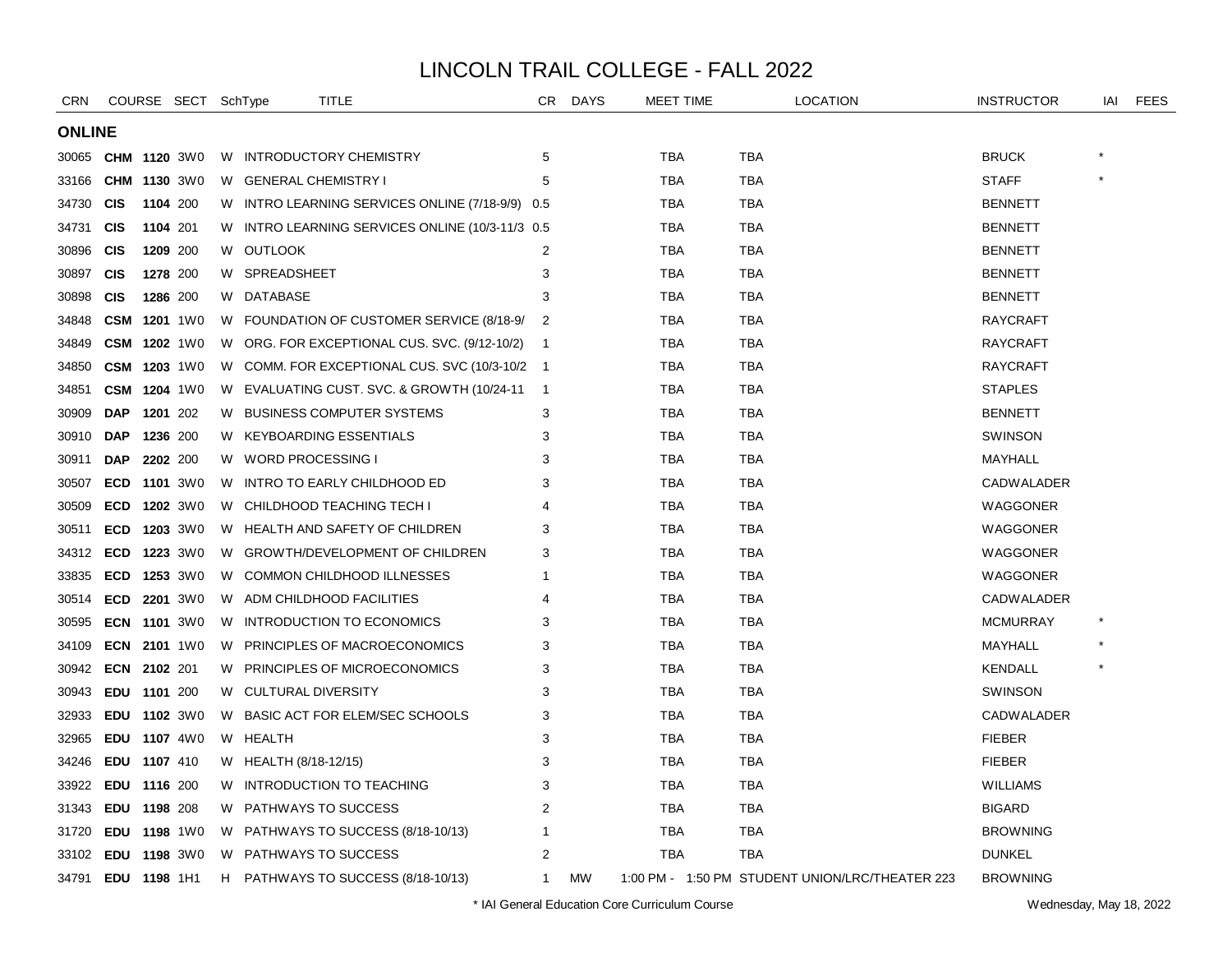# LINCOLN TRAIL COLLEGE - FALL 2022

| CRN | COURSE | SECT | SchType | TITLE | CR | DAYS | MEET TIME | LOCATION | INSTRUCTOR | IAI | FEES |
|---|---|---|---|---|---|---|---|---|---|---|---|
| **ONLINE** | | | | | | | | | | | |
| 30065 | **CHM 1120** | 3W0 | W | INTRODUCTORY CHEMISTRY | 5 | | TBA | TBA | BRUCK | * | |
| 33166 | **CHM 1130** | 3W0 | W | GENERAL CHEMISTRY I | 5 | | TBA | TBA | STAFF | * | |
| 34730 | **CIS 1104** | 200 | W | INTRO LEARNING SERVICES ONLINE (7/18-9/9) | 0.5 | | TBA | TBA | BENNETT | | |
| 34731 | **CIS 1104** | 201 | W | INTRO LEARNING SERVICES ONLINE (10/3-11/3 | 0.5 | | TBA | TBA | BENNETT | | |
| 30896 | **CIS 1209** | 200 | W | OUTLOOK | 2 | | TBA | TBA | BENNETT | | |
| 30897 | **CIS 1278** | 200 | W | SPREADSHEET | 3 | | TBA | TBA | BENNETT | | |
| 30898 | **CIS 1286** | 200 | W | DATABASE | 3 | | TBA | TBA | BENNETT | | |
| 34848 | **CSM 1201** | 1W0 | W | FOUNDATION OF CUSTOMER SERVICE (8/18-9/ | 2 | | TBA | TBA | RAYCRAFT | | |
| 34849 | **CSM 1202** | 1W0 | W | ORG. FOR EXCEPTIONAL CUS. SVC. (9/12-10/2) | 1 | | TBA | TBA | RAYCRAFT | | |
| 34850 | **CSM 1203** | 1W0 | W | COMM. FOR EXCEPTIONAL CUS. SVC (10/3-10/2 | 1 | | TBA | TBA | RAYCRAFT | | |
| 34851 | **CSM 1204** | 1W0 | W | EVALUATING CUST. SVC. & GROWTH (10/24-11 | 1 | | TBA | TBA | STAPLES | | |
| 30909 | **DAP 1201** | 202 | W | BUSINESS COMPUTER SYSTEMS | 3 | | TBA | TBA | BENNETT | | |
| 30910 | **DAP 1236** | 200 | W | KEYBOARDING ESSENTIALS | 3 | | TBA | TBA | SWINSON | | |
| 30911 | **DAP 2202** | 200 | W | WORD PROCESSING I | 3 | | TBA | TBA | MAYHALL | | |
| 30507 | **ECD 1101** | 3W0 | W | INTRO TO EARLY CHILDHOOD ED | 3 | | TBA | TBA | CADWALADER | | |
| 30509 | **ECD 1202** | 3W0 | W | CHILDHOOD TEACHING TECH I | 4 | | TBA | TBA | WAGGONER | | |
| 30511 | **ECD 1203** | 3W0 | W | HEALTH AND SAFETY OF CHILDREN | 3 | | TBA | TBA | WAGGONER | | |
| 34312 | **ECD 1223** | 3W0 | W | GROWTH/DEVELOPMENT OF CHILDREN | 3 | | TBA | TBA | WAGGONER | | |
| 33835 | **ECD 1253** | 3W0 | W | COMMON CHILDHOOD ILLNESSES | 1 | | TBA | TBA | WAGGONER | | |
| 30514 | **ECD 2201** | 3W0 | W | ADM CHILDHOOD FACILITIES | 4 | | TBA | TBA | CADWALADER | | |
| 30595 | **ECN 1101** | 3W0 | W | INTRODUCTION TO ECONOMICS | 3 | | TBA | TBA | MCMURRAY | * | |
| 34109 | **ECN 2101** | 1W0 | W | PRINCIPLES OF MACROECONOMICS | 3 | | TBA | TBA | MAYHALL | * | |
| 30942 | **ECN 2102** | 201 | W | PRINCIPLES OF MICROECONOMICS | 3 | | TBA | TBA | KENDALL | * | |
| 30943 | **EDU 1101** | 200 | W | CULTURAL DIVERSITY | 3 | | TBA | TBA | SWINSON | | |
| 32933 | **EDU 1102** | 3W0 | W | BASIC ACT FOR ELEM/SEC SCHOOLS | 3 | | TBA | TBA | CADWALADER | | |
| 32965 | **EDU 1107** | 4W0 | W | HEALTH | 3 | | TBA | TBA | FIEBER | | |
| 34246 | **EDU 1107** | 410 | W | HEALTH (8/18-12/15) | 3 | | TBA | TBA | FIEBER | | |
| 33922 | **EDU 1116** | 200 | W | INTRODUCTION TO TEACHING | 3 | | TBA | TBA | WILLIAMS | | |
| 31343 | **EDU 1198** | 208 | W | PATHWAYS TO SUCCESS | 2 | | TBA | TBA | BIGARD | | |
| 31720 | **EDU 1198** | 1W0 | W | PATHWAYS TO SUCCESS (8/18-10/13) | 1 | | TBA | TBA | BROWNING | | |
| 33102 | **EDU 1198** | 3W0 | W | PATHWAYS TO SUCCESS | 2 | | TBA | TBA | DUNKEL | | |
| 34791 | **EDU 1198** | 1H1 | H | PATHWAYS TO SUCCESS (8/18-10/13) | 1 | MW | 1:00 PM - 1:50 PM | STUDENT UNION/LRC/THEATER 223 | BROWNING | | |

* IAI General Education Core Curriculum Course

Wednesday, May 18, 2022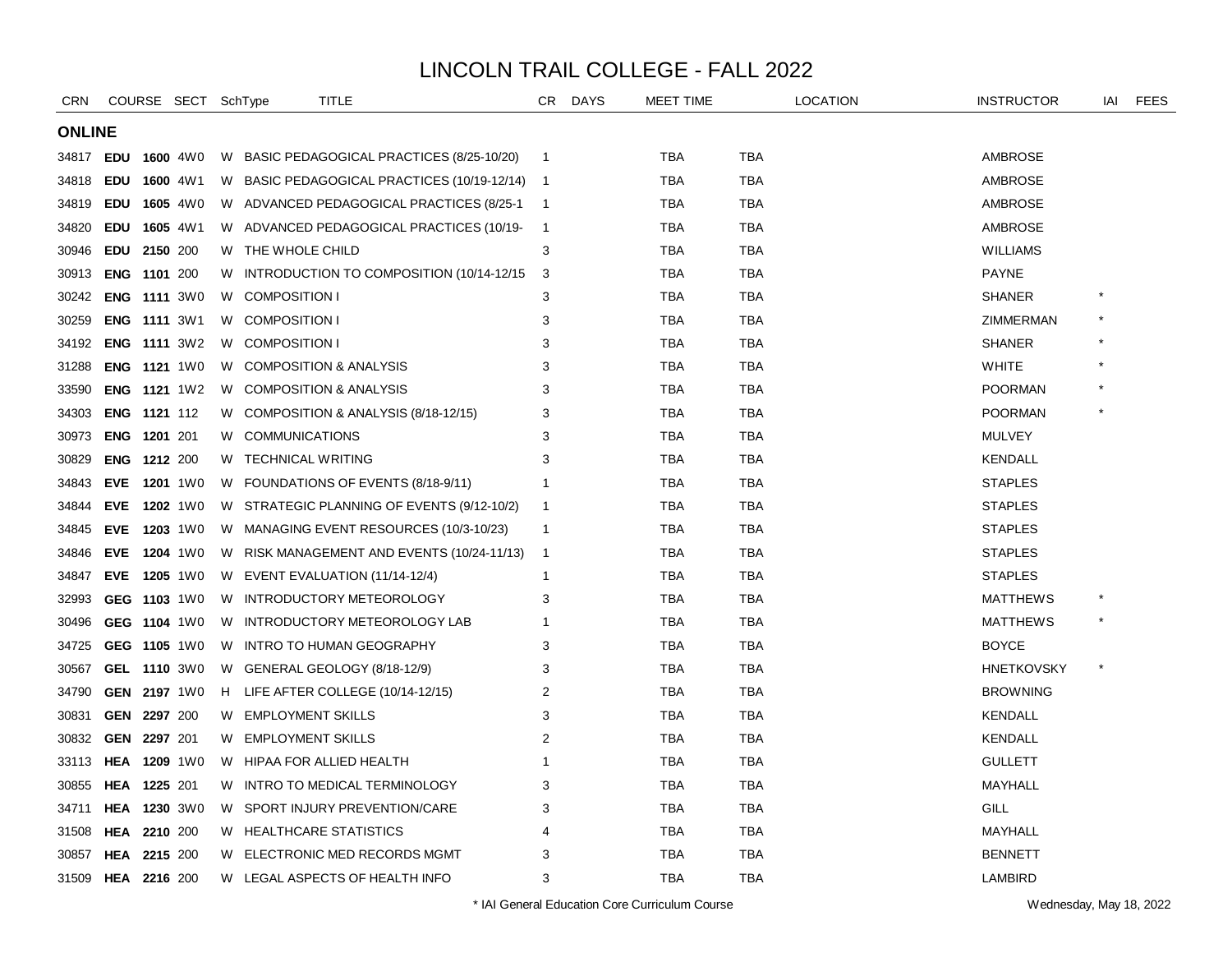# LINCOLN TRAIL COLLEGE - FALL 2022

| CRN | COURSE | | SECT | SchType | TITLE | CR | DAYS | MEET TIME | LOCATION | | INSTRUCTOR | IAI | FEES |
|---|---|---|---|---|---|---|---|---|---|---|---|---|---|
| **ONLINE** | | | | | | | | | | | | | |
| 34817 | **EDU** | **1600** | 4W0 | W | BASIC PEDAGOGICAL PRACTICES (8/25-10/20) | 1 | | TBA | TBA | | AMBROSE | | |
| 34818 | **EDU** | **1600** | 4W1 | W | BASIC PEDAGOGICAL PRACTICES (10/19-12/14) | 1 | | TBA | TBA | | AMBROSE | | |
| 34819 | **EDU** | **1605** | 4W0 | W | ADVANCED PEDAGOGICAL PRACTICES (8/25-1 | 1 | | TBA | TBA | | AMBROSE | | |
| 34820 | **EDU** | **1605** | 4W1 | W | ADVANCED PEDAGOGICAL PRACTICES (10/19- | 1 | | TBA | TBA | | AMBROSE | | |
| 30946 | **EDU** | **2150** | 200 | W | THE WHOLE CHILD | 3 | | TBA | TBA | | WILLIAMS | | |
| 30913 | **ENG** | **1101** | 200 | W | INTRODUCTION TO COMPOSITION (10/14-12/15 | 3 | | TBA | TBA | | PAYNE | | |
| 30242 | **ENG** | **1111** | 3W0 | W | COMPOSITION I | 3 | | TBA | TBA | | SHANER | * | |
| 30259 | **ENG** | **1111** | 3W1 | W | COMPOSITION I | 3 | | TBA | TBA | | ZIMMERMAN | * | |
| 34192 | **ENG** | **1111** | 3W2 | W | COMPOSITION I | 3 | | TBA | TBA | | SHANER | * | |
| 31288 | **ENG** | **1121** | 1W0 | W | COMPOSITION & ANALYSIS | 3 | | TBA | TBA | | WHITE | * | |
| 33590 | **ENG** | **1121** | 1W2 | W | COMPOSITION & ANALYSIS | 3 | | TBA | TBA | | POORMAN | * | |
| 34303 | **ENG** | **1121** | 112 | W | COMPOSITION & ANALYSIS (8/18-12/15) | 3 | | TBA | TBA | | POORMAN | * | |
| 30973 | **ENG** | **1201** | 201 | W | COMMUNICATIONS | 3 | | TBA | TBA | | MULVEY | | |
| 30829 | **ENG** | **1212** | 200 | W | TECHNICAL WRITING | 3 | | TBA | TBA | | KENDALL | | |
| 34843 | **EVE** | **1201** | 1W0 | W | FOUNDATIONS OF EVENTS (8/18-9/11) | 1 | | TBA | TBA | | STAPLES | | |
| 34844 | **EVE** | **1202** | 1W0 | W | STRATEGIC PLANNING OF EVENTS (9/12-10/2) | 1 | | TBA | TBA | | STAPLES | | |
| 34845 | **EVE** | **1203** | 1W0 | W | MANAGING EVENT RESOURCES (10/3-10/23) | 1 | | TBA | TBA | | STAPLES | | |
| 34846 | **EVE** | **1204** | 1W0 | W | RISK MANAGEMENT AND EVENTS (10/24-11/13) | 1 | | TBA | TBA | | STAPLES | | |
| 34847 | **EVE** | **1205** | 1W0 | W | EVENT EVALUATION (11/14-12/4) | 1 | | TBA | TBA | | STAPLES | | |
| 32993 | **GEG** | **1103** | 1W0 | W | INTRODUCTORY METEOROLOGY | 3 | | TBA | TBA | | MATTHEWS | * | |
| 30496 | **GEG** | **1104** | 1W0 | W | INTRODUCTORY METEOROLOGY LAB | 1 | | TBA | TBA | | MATTHEWS | * | |
| 34725 | **GEG** | **1105** | 1W0 | W | INTRO TO HUMAN GEOGRAPHY | 3 | | TBA | TBA | | BOYCE | | |
| 30567 | **GEL** | **1110** | 3W0 | W | GENERAL GEOLOGY (8/18-12/9) | 3 | | TBA | TBA | | HNETKOVSKY | * | |
| 34790 | **GEN** | **2197** | 1W0 | H | LIFE AFTER COLLEGE (10/14-12/15) | 2 | | TBA | TBA | | BROWNING | | |
| 30831 | **GEN** | **2297** | 200 | W | EMPLOYMENT SKILLS | 3 | | TBA | TBA | | KENDALL | | |
| 30832 | **GEN** | **2297** | 201 | W | EMPLOYMENT SKILLS | 2 | | TBA | TBA | | KENDALL | | |
| 33113 | **HEA** | **1209** | 1W0 | W | HIPAA FOR ALLIED HEALTH | 1 | | TBA | TBA | | GULLETT | | |
| 30855 | **HEA** | **1225** | 201 | W | INTRO TO MEDICAL TERMINOLOGY | 3 | | TBA | TBA | | MAYHALL | | |
| 34711 | **HEA** | **1230** | 3W0 | W | SPORT INJURY PREVENTION/CARE | 3 | | TBA | TBA | | GILL | | |
| 31508 | **HEA** | **2210** | 200 | W | HEALTHCARE STATISTICS | 4 | | TBA | TBA | | MAYHALL | | |
| 30857 | **HEA** | **2215** | 200 | W | ELECTRONIC MED RECORDS MGMT | 3 | | TBA | TBA | | BENNETT | | |
| 31509 | **HEA** | **2216** | 200 | W | LEGAL ASPECTS OF HEALTH INFO | 3 | | TBA | TBA | | LAMBIRD | | |

\* IAI General Education Core Curriculum Course

Wednesday, May 18, 2022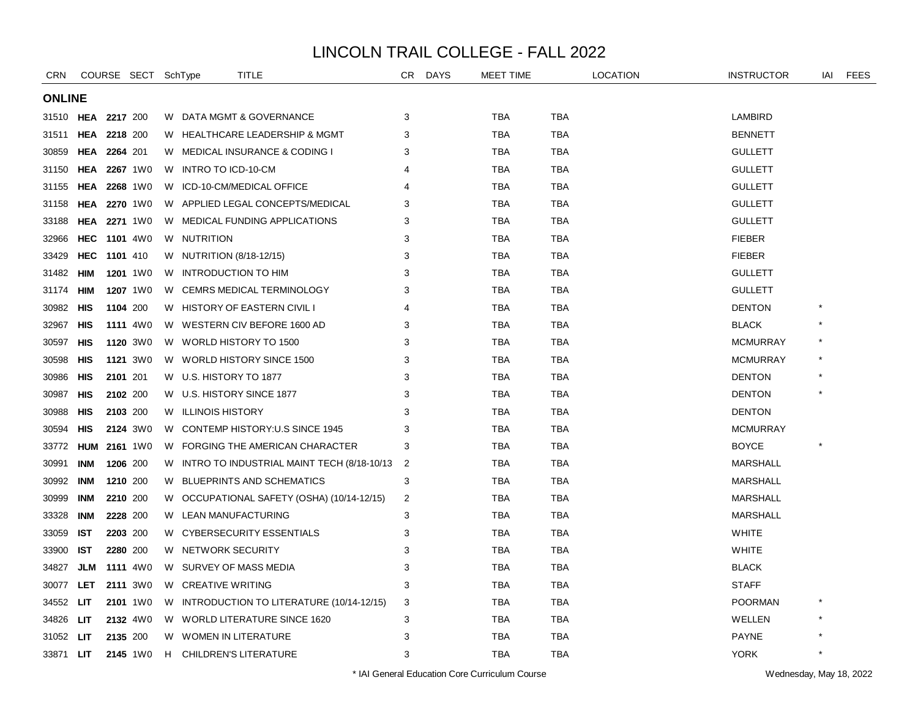# LINCOLN TRAIL COLLEGE - FALL 2022

| CRN | COURSE | | SECT | SchType | TITLE | CR | DAYS | MEET TIME | LOCATION | | INSTRUCTOR | IAI | FEES |
|---|---|---|---|---|---|---|---|---|---|---|---|---|---|
| **ONLINE** | | | | | | | | | | | | | |
| 31510 | **HEA** | **2217** | 200 | W | DATA MGMT & GOVERNANCE | 3 | | TBA | TBA | | LAMBIRD | | |
| 31511 | **HEA** | **2218** | 200 | W | HEALTHCARE LEADERSHIP & MGMT | 3 | | TBA | TBA | | BENNETT | | |
| 30859 | **HEA** | **2264** | 201 | W | MEDICAL INSURANCE & CODING I | 3 | | TBA | TBA | | GULLETT | | |
| 31150 | **HEA** | **2267** | 1W0 | W | INTRO TO ICD-10-CM | 4 | | TBA | TBA | | GULLETT | | |
| 31155 | **HEA** | **2268** | 1W0 | W | ICD-10-CM/MEDICAL OFFICE | 4 | | TBA | TBA | | GULLETT | | |
| 31158 | **HEA** | **2270** | 1W0 | W | APPLIED LEGAL CONCEPTS/MEDICAL | 3 | | TBA | TBA | | GULLETT | | |
| 33188 | **HEA** | **2271** | 1W0 | W | MEDICAL FUNDING APPLICATIONS | 3 | | TBA | TBA | | GULLETT | | |
| 32966 | **HEC** | **1101** | 4W0 | W | NUTRITION | 3 | | TBA | TBA | | FIEBER | | |
| 33429 | **HEC** | **1101** | 410 | W | NUTRITION (8/18-12/15) | 3 | | TBA | TBA | | FIEBER | | |
| 31482 | **HIM** | **1201** | 1W0 | W | INTRODUCTION TO HIM | 3 | | TBA | TBA | | GULLETT | | |
| 31174 | **HIM** | **1207** | 1W0 | W | CEMRS MEDICAL TERMINOLOGY | 3 | | TBA | TBA | | GULLETT | | |
| 30982 | **HIS** | **1104** | 200 | W | HISTORY OF EASTERN CIVIL I | 4 | | TBA | TBA | | DENTON | * | |
| 32967 | **HIS** | **1111** | 4W0 | W | WESTERN CIV BEFORE 1600 AD | 3 | | TBA | TBA | | BLACK | * | |
| 30597 | **HIS** | **1120** | 3W0 | W | WORLD HISTORY TO 1500 | 3 | | TBA | TBA | | MCMURRAY | * | |
| 30598 | **HIS** | **1121** | 3W0 | W | WORLD HISTORY SINCE 1500 | 3 | | TBA | TBA | | MCMURRAY | * | |
| 30986 | **HIS** | **2101** | 201 | W | U.S. HISTORY TO 1877 | 3 | | TBA | TBA | | DENTON | * | |
| 30987 | **HIS** | **2102** | 200 | W | U.S. HISTORY SINCE 1877 | 3 | | TBA | TBA | | DENTON | * | |
| 30988 | **HIS** | **2103** | 200 | W | ILLINOIS HISTORY | 3 | | TBA | TBA | | DENTON | | |
| 30594 | **HIS** | **2124** | 3W0 | W | CONTEMP HISTORY:U.S SINCE 1945 | 3 | | TBA | TBA | | MCMURRAY | | |
| 33772 | **HUM** | **2161** | 1W0 | W | FORGING THE AMERICAN CHARACTER | 3 | | TBA | TBA | | BOYCE | * | |
| 30991 | **INM** | **1206** | 200 | W | INTRO TO INDUSTRIAL MAINT TECH (8/18-10/13 | 2 | | TBA | TBA | | MARSHALL | | |
| 30992 | **INM** | **1210** | 200 | W | BLUEPRINTS AND SCHEMATICS | 3 | | TBA | TBA | | MARSHALL | | |
| 30999 | **INM** | **2210** | 200 | W | OCCUPATIONAL SAFETY (OSHA) (10/14-12/15) | 2 | | TBA | TBA | | MARSHALL | | |
| 33328 | **INM** | **2228** | 200 | W | LEAN MANUFACTURING | 3 | | TBA | TBA | | MARSHALL | | |
| 33059 | **IST** | **2203** | 200 | W | CYBERSECURITY ESSENTIALS | 3 | | TBA | TBA | | WHITE | | |
| 33900 | **IST** | **2280** | 200 | W | NETWORK SECURITY | 3 | | TBA | TBA | | WHITE | | |
| 34827 | **JLM** | **1111** | 4W0 | W | SURVEY OF MASS MEDIA | 3 | | TBA | TBA | | BLACK | | |
| 30077 | **LET** | **2111** | 3W0 | W | CREATIVE WRITING | 3 | | TBA | TBA | | STAFF | | |
| 34552 | **LIT** | **2101** | 1W0 | W | INTRODUCTION TO LITERATURE (10/14-12/15) | 3 | | TBA | TBA | | POORMAN | * | |
| 34826 | **LIT** | **2132** | 4W0 | W | WORLD LITERATURE SINCE 1620 | 3 | | TBA | TBA | | WELLEN | * | |
| 31052 | **LIT** | **2135** | 200 | W | WOMEN IN LITERATURE | 3 | | TBA | TBA | | PAYNE | * | |
| 33871 | **LIT** | **2145** | 1W0 | H | CHILDREN'S LITERATURE | 3 | | TBA | TBA | | YORK | * | |

\* IAI General Education Core Curriculum Course

Wednesday, May 18, 2022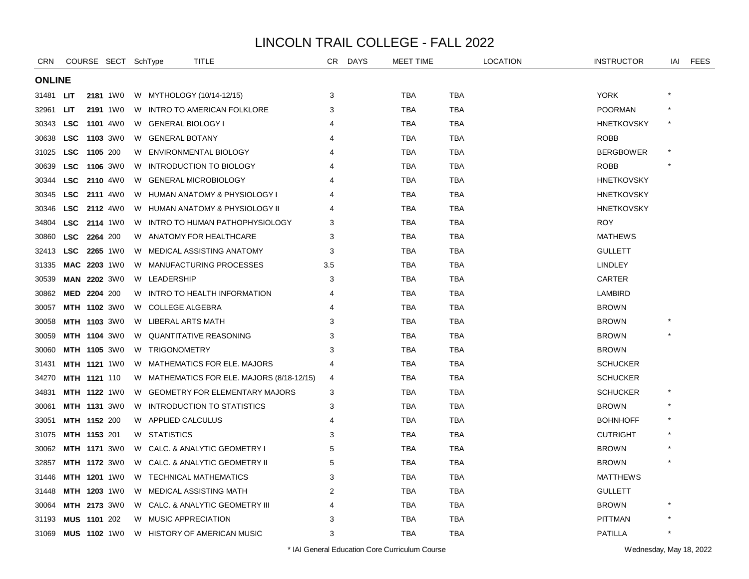# LINCOLN TRAIL COLLEGE - FALL 2022

| CRN | COURSE | | SECT | SchType | TITLE | CR | DAYS | MEET TIME | LOCATION | | INSTRUCTOR | IAI | FEES |
|---|---|---|---|---|---|---|---|---|---|---|---|---|---|
| **ONLINE** | | | | | | | | | | | | | |
| 31481 | **LIT** | **2181** | 1W0 | W | MYTHOLOGY (10/14-12/15) | 3 | | TBA | TBA | | YORK | * | |
| 32961 | **LIT** | **2191** | 1W0 | W | INTRO TO AMERICAN FOLKLORE | 3 | | TBA | TBA | | POORMAN | * | |
| 30343 | **LSC** | **1101** | 4W0 | W | GENERAL BIOLOGY I | 4 | | TBA | TBA | | HNETKOVSKY | * | |
| 30638 | **LSC** | **1103** | 3W0 | W | GENERAL BOTANY | 4 | | TBA | TBA | | ROBB | | |
| 31025 | **LSC** | **1105** | 200 | W | ENVIRONMENTAL BIOLOGY | 4 | | TBA | TBA | | BERGBOWER | * | |
| 30639 | **LSC** | **1106** | 3W0 | W | INTRODUCTION TO BIOLOGY | 4 | | TBA | TBA | | ROBB | * | |
| 30344 | **LSC** | **2110** | 4W0 | W | GENERAL MICROBIOLOGY | 4 | | TBA | TBA | | HNETKOVSKY | | |
| 30345 | **LSC** | **2111** | 4W0 | W | HUMAN ANATOMY & PHYSIOLOGY I | 4 | | TBA | TBA | | HNETKOVSKY | | |
| 30346 | **LSC** | **2112** | 4W0 | W | HUMAN ANATOMY & PHYSIOLOGY II | 4 | | TBA | TBA | | HNETKOVSKY | | |
| 34804 | **LSC** | **2114** | 1W0 | W | INTRO TO HUMAN PATHOPHYSIOLOGY | 3 | | TBA | TBA | | ROY | | |
| 30860 | **LSC** | **2264** | 200 | W | ANATOMY FOR HEALTHCARE | 3 | | TBA | TBA | | MATHEWS | | |
| 32413 | **LSC** | **2265** | 1W0 | W | MEDICAL ASSISTING ANATOMY | 3 | | TBA | TBA | | GULLETT | | |
| 31335 | **MAC** | **2203** | 1W0 | W | MANUFACTURING PROCESSES | 3.5 | | TBA | TBA | | LINDLEY | | |
| 30539 | **MAN** | **2202** | 3W0 | W | LEADERSHIP | 3 | | TBA | TBA | | CARTER | | |
| 30862 | **MED** | **2204** | 200 | W | INTRO TO HEALTH INFORMATION | 4 | | TBA | TBA | | LAMBIRD | | |
| 30057 | **MTH** | **1102** | 3W0 | W | COLLEGE ALGEBRA | 4 | | TBA | TBA | | BROWN | | |
| 30058 | **MTH** | **1103** | 3W0 | W | LIBERAL ARTS MATH | 3 | | TBA | TBA | | BROWN | * | |
| 30059 | **MTH** | **1104** | 3W0 | W | QUANTITATIVE REASONING | 3 | | TBA | TBA | | BROWN | * | |
| 30060 | **MTH** | **1105** | 3W0 | W | TRIGONOMETRY | 3 | | TBA | TBA | | BROWN | | |
| 31431 | **MTH** | **1121** | 1W0 | W | MATHEMATICS FOR ELE. MAJORS | 4 | | TBA | TBA | | SCHUCKER | | |
| 34270 | **MTH** | **1121** | 110 | W | MATHEMATICS FOR ELE. MAJORS (8/18-12/15) | 4 | | TBA | TBA | | SCHUCKER | | |
| 34831 | **MTH** | **1122** | 1W0 | W | GEOMETRY FOR ELEMENTARY MAJORS | 3 | | TBA | TBA | | SCHUCKER | * | |
| 30061 | **MTH** | **1131** | 3W0 | W | INTRODUCTION TO STATISTICS | 3 | | TBA | TBA | | BROWN | * | |
| 33051 | **MTH** | **1152** | 200 | W | APPLIED CALCULUS | 4 | | TBA | TBA | | BOHNHOFF | * | |
| 31075 | **MTH** | **1153** | 201 | W | STATISTICS | 3 | | TBA | TBA | | CUTRIGHT | * | |
| 30062 | **MTH** | **1171** | 3W0 | W | CALC. & ANALYTIC GEOMETRY I | 5 | | TBA | TBA | | BROWN | * | |
| 32857 | **MTH** | **1172** | 3W0 | W | CALC. & ANALYTIC GEOMETRY II | 5 | | TBA | TBA | | BROWN | * | |
| 31446 | **MTH** | **1201** | 1W0 | W | TECHNICAL MATHEMATICS | 3 | | TBA | TBA | | MATTHEWS | | |
| 31448 | **MTH** | **1203** | 1W0 | W | MEDICAL ASSISTING MATH | 2 | | TBA | TBA | | GULLETT | | |
| 30064 | **MTH** | **2173** | 3W0 | W | CALC. & ANALYTIC GEOMETRY III | 4 | | TBA | TBA | | BROWN | * | |
| 31193 | **MUS** | **1101** | 202 | W | MUSIC APPRECIATION | 3 | | TBA | TBA | | PITTMAN | * | |
| 31069 | **MUS** | **1102** | 1W0 | W | HISTORY OF AMERICAN MUSIC | 3 | | TBA | TBA | | PATILLA | * | |

* IAI General Education Core Curriculum Course

Wednesday, May 18, 2022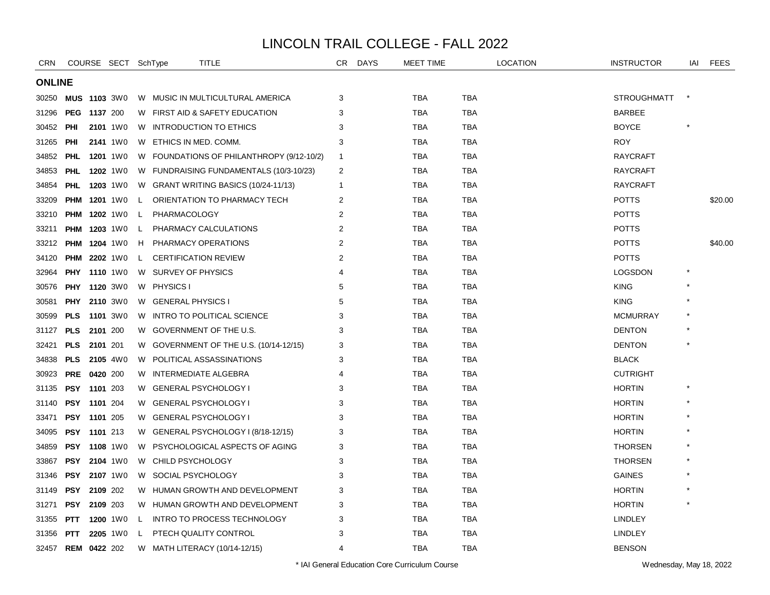# LINCOLN TRAIL COLLEGE - FALL 2022

| CRN | COURSE | SECT | SchType | TITLE | CR | DAYS | MEET TIME | LOCATION | INSTRUCTOR | IAI | FEES |
|---|---|---|---|---|---|---|---|---|---|---|---|
| **ONLINE** | | | | | | | | | | | |
| 30250 | **MUS 1103** | 3W0 | W | MUSIC IN MULTICULTURAL AMERICA | 3 | | TBA | TBA | STROUGHMATT | * | |
| 31296 | **PEG 1137** | 200 | W | FIRST AID & SAFETY EDUCATION | 3 | | TBA | TBA | BARBEE | | |
| 30452 | **PHI 2101** | 1W0 | W | INTRODUCTION TO ETHICS | 3 | | TBA | TBA | BOYCE | * | |
| 31265 | **PHI 2141** | 1W0 | W | ETHICS IN MED. COMM. | 3 | | TBA | TBA | ROY | | |
| 34852 | **PHL 1201** | 1W0 | W | FOUNDATIONS OF PHILANTHROPY (9/12-10/2) | 1 | | TBA | TBA | RAYCRAFT | | |
| 34853 | **PHL 1202** | 1W0 | W | FUNDRAISING FUNDAMENTALS (10/3-10/23) | 2 | | TBA | TBA | RAYCRAFT | | |
| 34854 | **PHL 1203** | 1W0 | W | GRANT WRITING BASICS (10/24-11/13) | 1 | | TBA | TBA | RAYCRAFT | | |
| 33209 | **PHM 1201** | 1W0 | L | ORIENTATION TO PHARMACY TECH | 2 | | TBA | TBA | POTTS | | $20.00 |
| 33210 | **PHM 1202** | 1W0 | L | PHARMACOLOGY | 2 | | TBA | TBA | POTTS | | |
| 33211 | **PHM 1203** | 1W0 | L | PHARMACY CALCULATIONS | 2 | | TBA | TBA | POTTS | | |
| 33212 | **PHM 1204** | 1W0 | H | PHARMACY OPERATIONS | 2 | | TBA | TBA | POTTS | | $40.00 |
| 34120 | **PHM 2202** | 1W0 | L | CERTIFICATION REVIEW | 2 | | TBA | TBA | POTTS | | |
| 32964 | **PHY 1110** | 1W0 | W | SURVEY OF PHYSICS | 4 | | TBA | TBA | LOGSDON | * | |
| 30576 | **PHY 1120** | 3W0 | W | PHYSICS I | 5 | | TBA | TBA | KING | * | |
| 30581 | **PHY 2110** | 3W0 | W | GENERAL PHYSICS I | 5 | | TBA | TBA | KING | * | |
| 30599 | **PLS 1101** | 3W0 | W | INTRO TO POLITICAL SCIENCE | 3 | | TBA | TBA | MCMURRAY | * | |
| 31127 | **PLS 2101** | 200 | W | GOVERNMENT OF THE U.S. | 3 | | TBA | TBA | DENTON | * | |
| 32421 | **PLS 2101** | 201 | W | GOVERNMENT OF THE U.S. (10/14-12/15) | 3 | | TBA | TBA | DENTON | * | |
| 34838 | **PLS 2105** | 4W0 | W | POLITICAL ASSASSINATIONS | 3 | | TBA | TBA | BLACK | | |
| 30923 | **PRE 0420** | 200 | W | INTERMEDIATE ALGEBRA | 4 | | TBA | TBA | CUTRIGHT | | |
| 31135 | **PSY 1101** | 203 | W | GENERAL PSYCHOLOGY I | 3 | | TBA | TBA | HORTIN | * | |
| 31140 | **PSY 1101** | 204 | W | GENERAL PSYCHOLOGY I | 3 | | TBA | TBA | HORTIN | * | |
| 33471 | **PSY 1101** | 205 | W | GENERAL PSYCHOLOGY I | 3 | | TBA | TBA | HORTIN | * | |
| 34095 | **PSY 1101** | 213 | W | GENERAL PSYCHOLOGY I (8/18-12/15) | 3 | | TBA | TBA | HORTIN | * | |
| 34859 | **PSY 1108** | 1W0 | W | PSYCHOLOGICAL ASPECTS OF AGING | 3 | | TBA | TBA | THORSEN | * | |
| 33867 | **PSY 2104** | 1W0 | W | CHILD PSYCHOLOGY | 3 | | TBA | TBA | THORSEN | * | |
| 31346 | **PSY 2107** | 1W0 | W | SOCIAL PSYCHOLOGY | 3 | | TBA | TBA | GAINES | * | |
| 31149 | **PSY 2109** | 202 | W | HUMAN GROWTH AND DEVELOPMENT | 3 | | TBA | TBA | HORTIN | * | |
| 31271 | **PSY 2109** | 203 | W | HUMAN GROWTH AND DEVELOPMENT | 3 | | TBA | TBA | HORTIN | * | |
| 31355 | **PTT 1200** | 1W0 | L | INTRO TO PROCESS TECHNOLOGY | 3 | | TBA | TBA | LINDLEY | | |
| 31356 | **PTT 2205** | 1W0 | L | PTECH QUALITY CONTROL | 3 | | TBA | TBA | LINDLEY | | |
| 32457 | **REM 0422** | 202 | W | MATH LITERACY (10/14-12/15) | 4 | | TBA | TBA | BENSON | | |

* IAI General Education Core Curriculum Course

Wednesday, May 18, 2022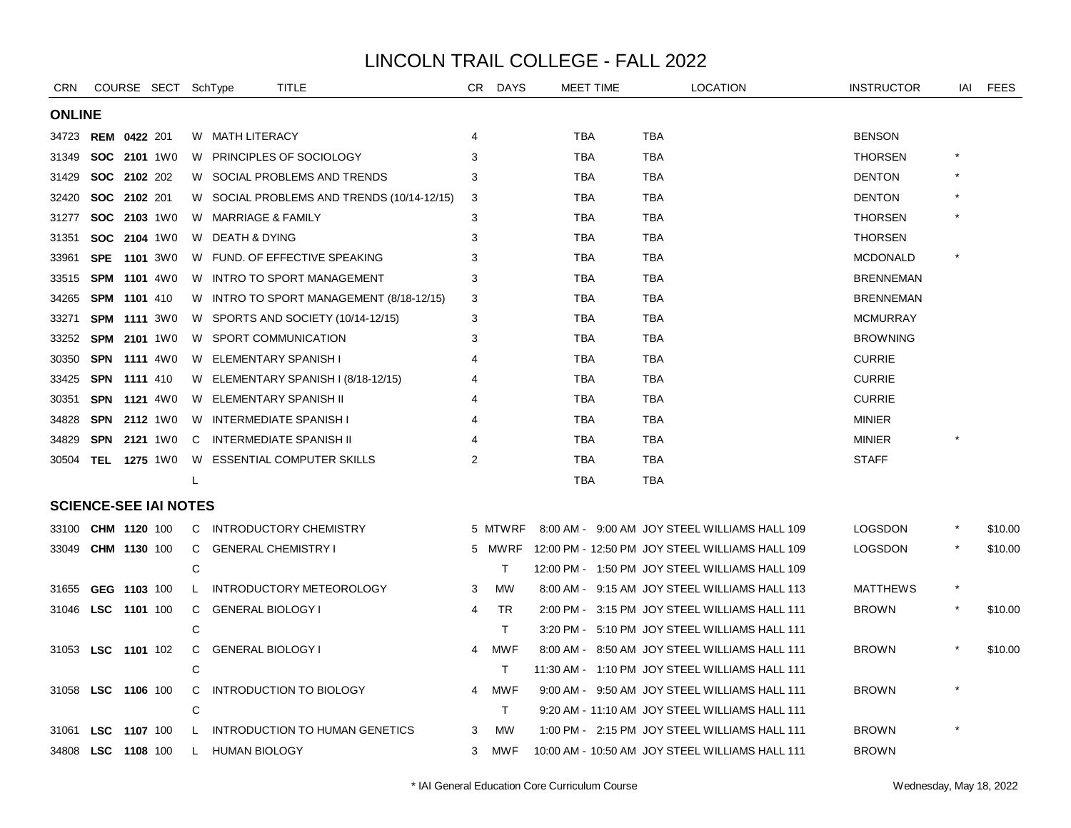# LINCOLN TRAIL COLLEGE - FALL 2022

| CRN | COURSE | SECT | SchType | TITLE | CR | DAYS | MEET TIME | LOCATION | INSTRUCTOR | IAI | FEES |
|---|---|---|---|---|---|---|---|---|---|---|---|
| **ONLINE** | | | | | | | | | | | |
| 34723 | **REM 0422** | 201 | W | MATH LITERACY | 4 | | TBA | TBA | BENSON | | |
| 31349 | **SOC 2101** | 1W0 | W | PRINCIPLES OF SOCIOLOGY | 3 | | TBA | TBA | THORSEN | * | |
| 31429 | **SOC 2102** | 202 | W | SOCIAL PROBLEMS AND TRENDS | 3 | | TBA | TBA | DENTON | * | |
| 32420 | **SOC 2102** | 201 | W | SOCIAL PROBLEMS AND TRENDS (10/14-12/15) | 3 | | TBA | TBA | DENTON | * | |
| 31277 | **SOC 2103** | 1W0 | W | MARRIAGE & FAMILY | 3 | | TBA | TBA | THORSEN | * | |
| 31351 | **SOC 2104** | 1W0 | W | DEATH & DYING | 3 | | TBA | TBA | THORSEN | | |
| 33961 | **SPE 1101** | 3W0 | W | FUND. OF EFFECTIVE SPEAKING | 3 | | TBA | TBA | MCDONALD | * | |
| 33515 | **SPM 1101** | 4W0 | W | INTRO TO SPORT MANAGEMENT | 3 | | TBA | TBA | BRENNEMAN | | |
| 34265 | **SPM 1101** | 410 | W | INTRO TO SPORT MANAGEMENT (8/18-12/15) | 3 | | TBA | TBA | BRENNEMAN | | |
| 33271 | **SPM 1111** | 3W0 | W | SPORTS AND SOCIETY (10/14-12/15) | 3 | | TBA | TBA | MCMURRAY | | |
| 33252 | **SPM 2101** | 1W0 | W | SPORT COMMUNICATION | 3 | | TBA | TBA | BROWNING | | |
| 30350 | **SPN 1111** | 4W0 | W | ELEMENTARY SPANISH I | 4 | | TBA | TBA | CURRIE | | |
| 33425 | **SPN 1111** | 410 | W | ELEMENTARY SPANISH I (8/18-12/15) | 4 | | TBA | TBA | CURRIE | | |
| 30351 | **SPN 1121** | 4W0 | W | ELEMENTARY SPANISH II | 4 | | TBA | TBA | CURRIE | | |
| 34828 | **SPN 2112** | 1W0 | W | INTERMEDIATE SPANISH I | 4 | | TBA | TBA | MINIER | | |
| 34829 | **SPN 2121** | 1W0 | C | INTERMEDIATE SPANISH II | 4 | | TBA | TBA | MINIER | * | |
| 30504 | **TEL 1275** | 1W0 | W | ESSENTIAL COMPUTER SKILLS | 2 | | TBA | TBA | STAFF | | |
| | | | L | | | | TBA | TBA | | | |
| **SCIENCE-SEE IAI NOTES** | | | | | | | | | | | |
| 33100 | **CHM 1120** | 100 | C | INTRODUCTORY CHEMISTRY | 5 | MTWRF | 8:00 AM - 9:00 AM | JOY STEEL WILLIAMS HALL 109 | LOGSDON | * | $10.00 |
| 33049 | **CHM 1130** | 100 | C | GENERAL CHEMISTRY I | 5 | MWRF | 12:00 PM - 12:50 PM | JOY STEEL WILLIAMS HALL 109 | LOGSDON | * | $10.00 |
| | | | C | | | T | 12:00 PM - 1:50 PM | JOY STEEL WILLIAMS HALL 109 | | | |
| 31655 | **GEG 1103** | 100 | L | INTRODUCTORY METEOROLOGY | 3 | MW | 8:00 AM - 9:15 AM | JOY STEEL WILLIAMS HALL 113 | MATTHEWS | * | |
| 31046 | **LSC 1101** | 100 | C | GENERAL BIOLOGY I | 4 | TR | 2:00 PM - 3:15 PM | JOY STEEL WILLIAMS HALL 111 | BROWN | * | $10.00 |
| | | | C | | | T | 3:20 PM - 5:10 PM | JOY STEEL WILLIAMS HALL 111 | | | |
| 31053 | **LSC 1101** | 102 | C | GENERAL BIOLOGY I | 4 | MWF | 8:00 AM - 8:50 AM | JOY STEEL WILLIAMS HALL 111 | BROWN | * | $10.00 |
| | | | C | | | T | 11:30 AM - 1:10 PM | JOY STEEL WILLIAMS HALL 111 | | | |
| 31058 | **LSC 1106** | 100 | C | INTRODUCTION TO BIOLOGY | 4 | MWF | 9:00 AM - 9:50 AM | JOY STEEL WILLIAMS HALL 111 | BROWN | * | |
| | | | C | | | T | 9:20 AM - 11:10 AM | JOY STEEL WILLIAMS HALL 111 | | | |
| 31061 | **LSC 1107** | 100 | L | INTRODUCTION TO HUMAN GENETICS | 3 | MW | 1:00 PM - 2:15 PM | JOY STEEL WILLIAMS HALL 111 | BROWN | * | |
| 34808 | **LSC 1108** | 100 | L | HUMAN BIOLOGY | 3 | MWF | 10:00 AM - 10:50 AM | JOY STEEL WILLIAMS HALL 111 | BROWN | | |

* IAI General Education Core Curriculum Course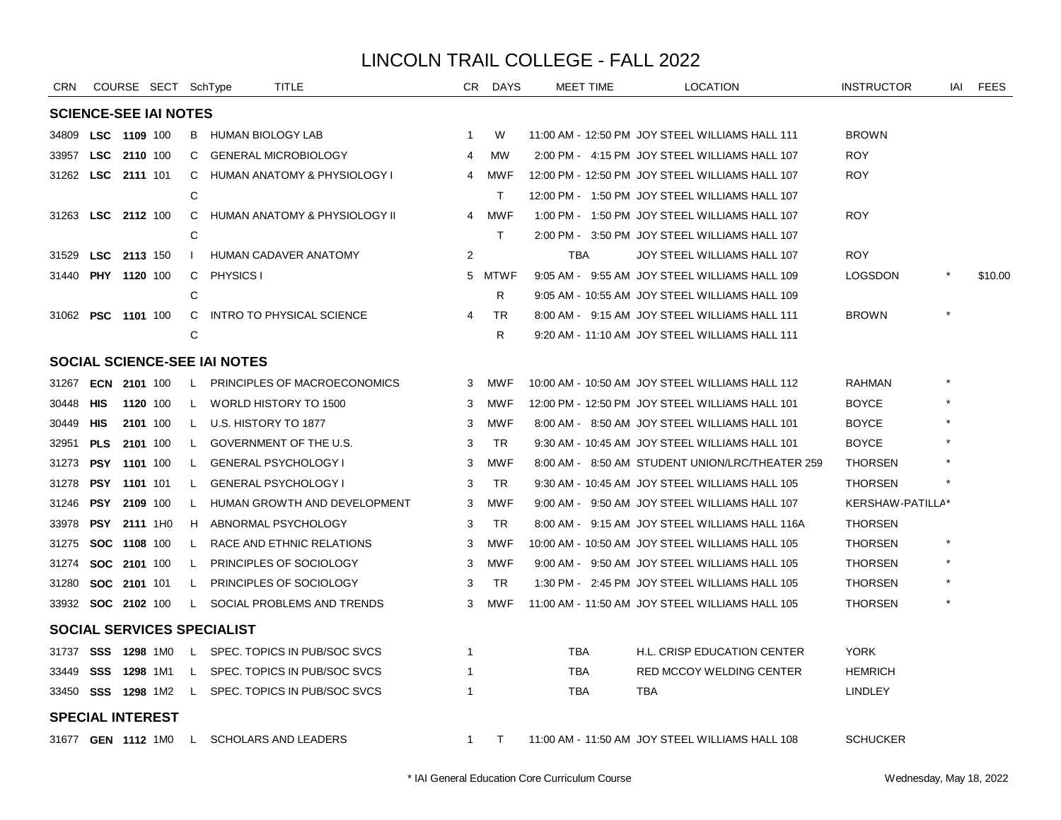# LINCOLN TRAIL COLLEGE - FALL 2022

| CRN | COURSE | | SECT | SchType | TITLE | CR | DAYS | MEET TIME | LOCATION | INSTRUCTOR | IAI | FEES |
|---|---|---|---|---|---|---|---|---|---|---|---|---|
| **SCIENCE-SEE IAI NOTES** | | | | | | | | | | | | |
| 34809 | **LSC** | **1109** | 100 | B | HUMAN BIOLOGY LAB | 1 | W | 11:00 AM - 12:50 PM | JOY STEEL WILLIAMS HALL 111 | BROWN | | |
| 33957 | **LSC** | **2110** | 100 | C | GENERAL MICROBIOLOGY | 4 | MW | 2:00 PM - 4:15 PM | JOY STEEL WILLIAMS HALL 107 | ROY | | |
| 31262 | **LSC** | **2111** | 101 | C | HUMAN ANATOMY & PHYSIOLOGY I | 4 | MWF | 12:00 PM - 12:50 PM | JOY STEEL WILLIAMS HALL 107 | ROY | | |
| | | | | C | | | T | 12:00 PM - 1:50 PM | JOY STEEL WILLIAMS HALL 107 | | | |
| 31263 | **LSC** | **2112** | 100 | C | HUMAN ANATOMY & PHYSIOLOGY II | 4 | MWF | 1:00 PM - 1:50 PM | JOY STEEL WILLIAMS HALL 107 | ROY | | |
| | | | | C | | | T | 2:00 PM - 3:50 PM | JOY STEEL WILLIAMS HALL 107 | | | |
| 31529 | **LSC** | **2113** | 150 | I | HUMAN CADAVER ANATOMY | 2 | | TBA | JOY STEEL WILLIAMS HALL 107 | ROY | | |
| 31440 | **PHY** | **1120** | 100 | C | PHYSICS I | 5 | MTWF | 9:05 AM - 9:55 AM | JOY STEEL WILLIAMS HALL 109 | LOGSDON | * | $10.00 |
| | | | | C | | | R | 9:05 AM - 10:55 AM | JOY STEEL WILLIAMS HALL 109 | | | |
| 31062 | **PSC** | **1101** | 100 | C | INTRO TO PHYSICAL SCIENCE | 4 | TR | 8:00 AM - 9:15 AM | JOY STEEL WILLIAMS HALL 111 | BROWN | * | |
| | | | | C | | | R | 9:20 AM - 11:10 AM | JOY STEEL WILLIAMS HALL 111 | | | |
| **SOCIAL SCIENCE-SEE IAI NOTES** | | | | | | | | | | | | |
| 31267 | **ECN** | **2101** | 100 | L | PRINCIPLES OF MACROECONOMICS | 3 | MWF | 10:00 AM - 10:50 AM | JOY STEEL WILLIAMS HALL 112 | RAHMAN | * | |
| 30448 | **HIS** | **1120** | 100 | L | WORLD HISTORY TO 1500 | 3 | MWF | 12:00 PM - 12:50 PM | JOY STEEL WILLIAMS HALL 101 | BOYCE | * | |
| 30449 | **HIS** | **2101** | 100 | L | U.S. HISTORY TO 1877 | 3 | MWF | 8:00 AM - 8:50 AM | JOY STEEL WILLIAMS HALL 101 | BOYCE | * | |
| 32951 | **PLS** | **2101** | 100 | L | GOVERNMENT OF THE U.S. | 3 | TR | 9:30 AM - 10:45 AM | JOY STEEL WILLIAMS HALL 101 | BOYCE | * | |
| 31273 | **PSY** | **1101** | 100 | L | GENERAL PSYCHOLOGY I | 3 | MWF | 8:00 AM - 8:50 AM | STUDENT UNION/LRC/THEATER 259 | THORSEN | * | |
| 31278 | **PSY** | **1101** | 101 | L | GENERAL PSYCHOLOGY I | 3 | TR | 9:30 AM - 10:45 AM | JOY STEEL WILLIAMS HALL 105 | THORSEN | * | |
| 31246 | **PSY** | **2109** | 100 | L | HUMAN GROWTH AND DEVELOPMENT | 3 | MWF | 9:00 AM - 9:50 AM | JOY STEEL WILLIAMS HALL 107 | KERSHAW-PATILLA | * | |
| 33978 | **PSY** | **2111** | 1H0 | H | ABNORMAL PSYCHOLOGY | 3 | TR | 8:00 AM - 9:15 AM | JOY STEEL WILLIAMS HALL 116A | THORSEN | | |
| 31275 | **SOC** | **1108** | 100 | L | RACE AND ETHNIC RELATIONS | 3 | MWF | 10:00 AM - 10:50 AM | JOY STEEL WILLIAMS HALL 105 | THORSEN | * | |
| 31274 | **SOC** | **2101** | 100 | L | PRINCIPLES OF SOCIOLOGY | 3 | MWF | 9:00 AM - 9:50 AM | JOY STEEL WILLIAMS HALL 105 | THORSEN | * | |
| 31280 | **SOC** | **2101** | 101 | L | PRINCIPLES OF SOCIOLOGY | 3 | TR | 1:30 PM - 2:45 PM | JOY STEEL WILLIAMS HALL 105 | THORSEN | * | |
| 33932 | **SOC** | **2102** | 100 | L | SOCIAL PROBLEMS AND TRENDS | 3 | MWF | 11:00 AM - 11:50 AM | JOY STEEL WILLIAMS HALL 105 | THORSEN | * | |
| **SOCIAL SERVICES SPECIALIST** | | | | | | | | | | | | |
| 31737 | **SSS** | **1298** | 1M0 | L | SPEC. TOPICS IN PUB/SOC SVCS | 1 | | TBA | H.L. CRISP EDUCATION CENTER | YORK | | |
| 33449 | **SSS** | **1298** | 1M1 | L | SPEC. TOPICS IN PUB/SOC SVCS | 1 | | TBA | RED MCCOY WELDING CENTER | HEMRICH | | |
| 33450 | **SSS** | **1298** | 1M2 | L | SPEC. TOPICS IN PUB/SOC SVCS | 1 | | TBA | TBA | LINDLEY | | |
| **SPECIAL INTEREST** | | | | | | | | | | | | |
| 31677 | **GEN** | **1112** | 1M0 | L | SCHOLARS AND LEADERS | 1 | T | 11:00 AM - 11:50 AM | JOY STEEL WILLIAMS HALL 108 | SCHUCKER | | |

* IAI General Education Core Curriculum Course

Wednesday, May 18, 2022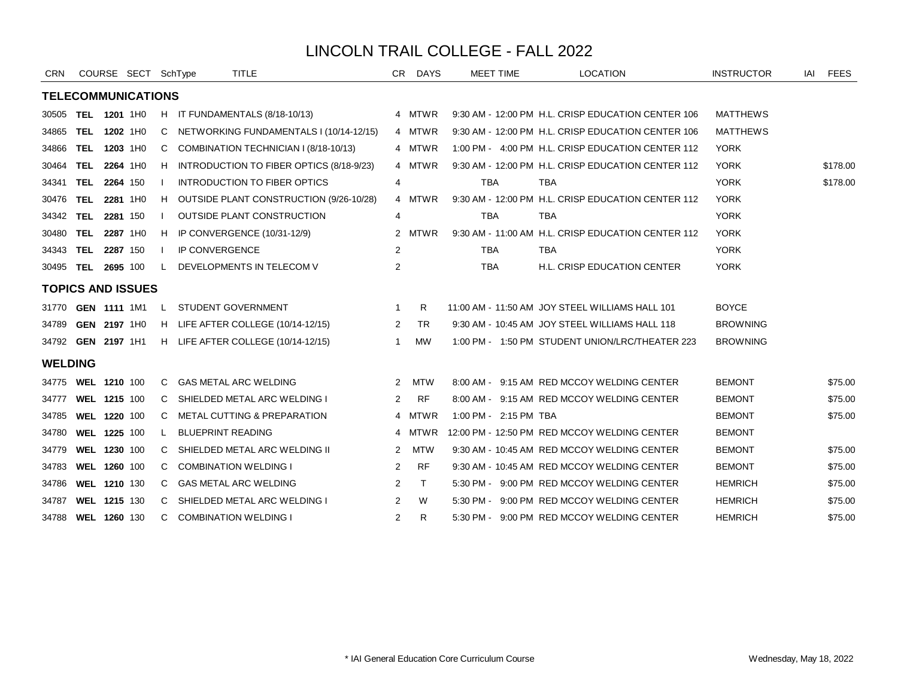# LINCOLN TRAIL COLLEGE - FALL 2022

| CRN | COURSE | | SECT | SchType | TITLE | CR | DAYS | MEET TIME | LOCATION | INSTRUCTOR | IAI | FEES |
|---|---|---|---|---|---|---|---|---|---|---|---|---|
| **TELECOMMUNICATIONS** | | | | | | | | | | | | |
| 30505 | **TEL** | **1201** | 1H0 | H | IT FUNDAMENTALS (8/18-10/13) | 4 | MTWR | 9:30 AM - 12:00 PM | H.L. CRISP EDUCATION CENTER 106 | MATTHEWS | | |
| 34865 | **TEL** | **1202** | 1H0 | C | NETWORKING FUNDAMENTALS I (10/14-12/15) | 4 | MTWR | 9:30 AM - 12:00 PM | H.L. CRISP EDUCATION CENTER 106 | MATTHEWS | | |
| 34866 | **TEL** | **1203** | 1H0 | C | COMBINATION TECHNICIAN I (8/18-10/13) | 4 | MTWR | 1:00 PM - 4:00 PM | H.L. CRISP EDUCATION CENTER 112 | YORK | | |
| 30464 | **TEL** | **2264** | 1H0 | H | INTRODUCTION TO FIBER OPTICS (8/18-9/23) | 4 | MTWR | 9:30 AM - 12:00 PM | H.L. CRISP EDUCATION CENTER 112 | YORK | | $178.00 |
| 34341 | **TEL** | **2264** | 150 | I | INTRODUCTION TO FIBER OPTICS | 4 | | TBA | TBA | YORK | | $178.00 |
| 30476 | **TEL** | **2281** | 1H0 | H | OUTSIDE PLANT CONSTRUCTION (9/26-10/28) | 4 | MTWR | 9:30 AM - 12:00 PM | H.L. CRISP EDUCATION CENTER 112 | YORK | | |
| 34342 | **TEL** | **2281** | 150 | I | OUTSIDE PLANT CONSTRUCTION | 4 | | TBA | TBA | YORK | | |
| 30480 | **TEL** | **2287** | 1H0 | H | IP CONVERGENCE (10/31-12/9) | 2 | MTWR | 9:30 AM - 11:00 AM | H.L. CRISP EDUCATION CENTER 112 | YORK | | |
| 34343 | **TEL** | **2287** | 150 | I | IP CONVERGENCE | 2 | | TBA | TBA | YORK | | |
| 30495 | **TEL** | **2695** | 100 | L | DEVELOPMENTS IN TELECOM V | 2 | | TBA | H.L. CRISP EDUCATION CENTER | YORK | | |
| **TOPICS AND ISSUES** | | | | | | | | | | | | |
| 31770 | **GEN** | **1111** | 1M1 | L | STUDENT GOVERNMENT | 1 | R | 11:00 AM - 11:50 AM | JOY STEEL WILLIAMS HALL 101 | BOYCE | | |
| 34789 | **GEN** | **2197** | 1H0 | H | LIFE AFTER COLLEGE (10/14-12/15) | 2 | TR | 9:30 AM - 10:45 AM | JOY STEEL WILLIAMS HALL 118 | BROWNING | | |
| 34792 | **GEN** | **2197** | 1H1 | H | LIFE AFTER COLLEGE (10/14-12/15) | 1 | MW | 1:00 PM - 1:50 PM | STUDENT UNION/LRC/THEATER 223 | BROWNING | | |
| **WELDING** | | | | | | | | | | | | |
| 34775 | **WEL** | **1210** | 100 | C | GAS METAL ARC WELDING | 2 | MTW | 8:00 AM - 9:15 AM | RED MCCOY WELDING CENTER | BEMONT | | $75.00 |
| 34777 | **WEL** | **1215** | 100 | C | SHIELDED METAL ARC WELDING I | 2 | RF | 8:00 AM - 9:15 AM | RED MCCOY WELDING CENTER | BEMONT | | $75.00 |
| 34785 | **WEL** | **1220** | 100 | C | METAL CUTTING & PREPARATION | 4 | MTWR | 1:00 PM - 2:15 PM | TBA | BEMONT | | $75.00 |
| 34780 | **WEL** | **1225** | 100 | L | BLUEPRINT READING | 4 | MTWR | 12:00 PM - 12:50 PM | RED MCCOY WELDING CENTER | BEMONT | | |
| 34779 | **WEL** | **1230** | 100 | C | SHIELDED METAL ARC WELDING II | 2 | MTW | 9:30 AM - 10:45 AM | RED MCCOY WELDING CENTER | BEMONT | | $75.00 |
| 34783 | **WEL** | **1260** | 100 | C | COMBINATION WELDING I | 2 | RF | 9:30 AM - 10:45 AM | RED MCCOY WELDING CENTER | BEMONT | | $75.00 |
| 34786 | **WEL** | **1210** | 130 | C | GAS METAL ARC WELDING | 2 | T | 5:30 PM - 9:00 PM | RED MCCOY WELDING CENTER | HEMRICH | | $75.00 |
| 34787 | **WEL** | **1215** | 130 | C | SHIELDED METAL ARC WELDING I | 2 | W | 5:30 PM - 9:00 PM | RED MCCOY WELDING CENTER | HEMRICH | | $75.00 |
| 34788 | **WEL** | **1260** | 130 | C | COMBINATION WELDING I | 2 | R | 5:30 PM - 9:00 PM | RED MCCOY WELDING CENTER | HEMRICH | | $75.00 |

* IAI General Education Core Curriculum Course

Wednesday, May 18, 2022